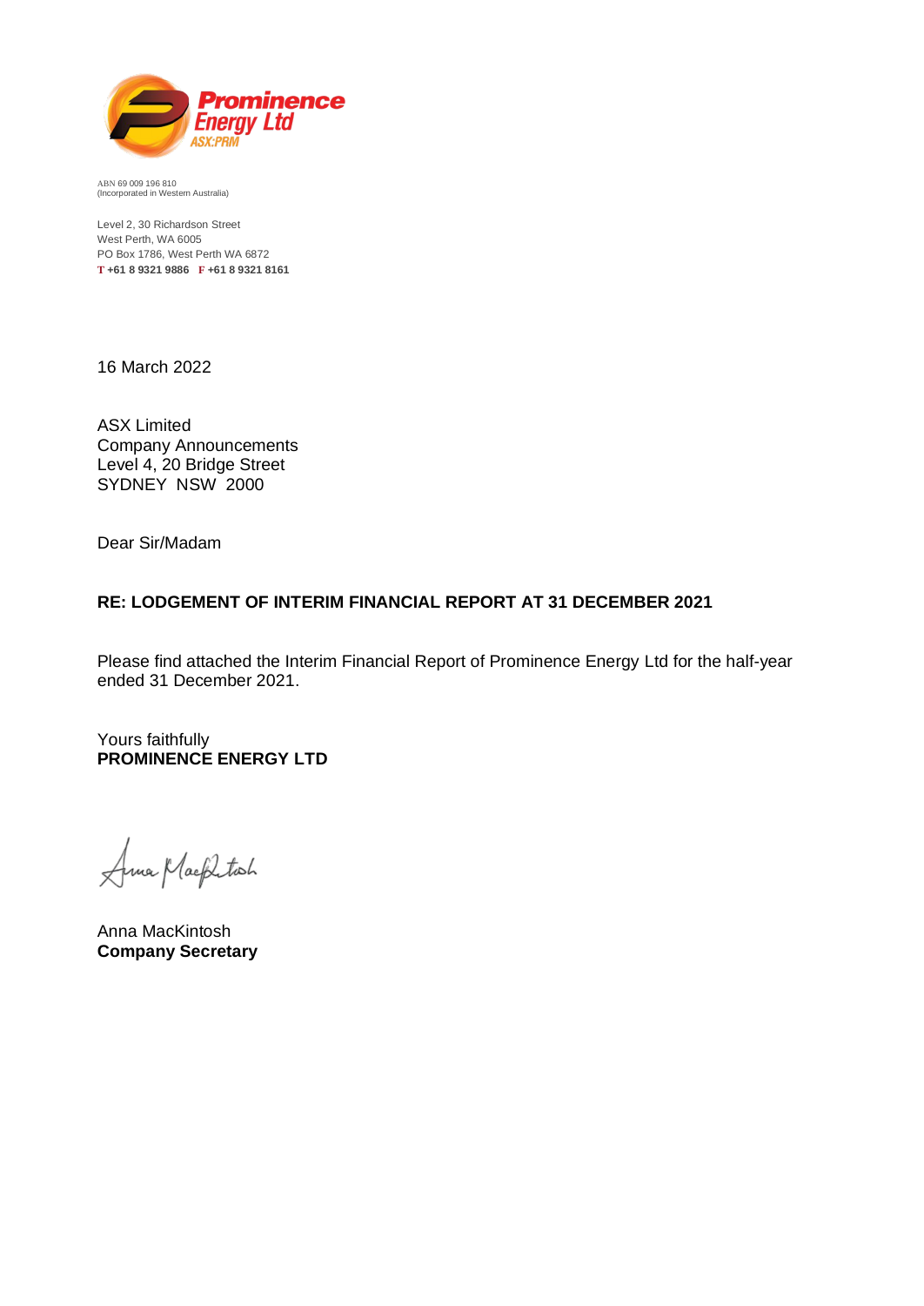**Prominence Energy Ltd**
ASX:PRM

ABN 69 009 196 810
(Incorporated in Western Australia)

Level 2, 30 Richardson Street
West Perth, WA 6005
PO Box 1786, West Perth WA 6872
**T +61 8 9321 9886 F +61 8 9321 8161**

16 March 2022

ASX Limited
Company Announcements
Level 4, 20 Bridge Street
SYDNEY NSW 2000

Dear Sir/Madam

**RE: LODGEMENT OF INTERIM FINANCIAL REPORT AT 31 DECEMBER 2021**

Please find attached the Interim Financial Report of Prominence Energy Ltd for the half-year ended 31 December 2021.

Yours faithfully
**PROMINENCE ENERGY LTD**

Anna MacKintosh
**Company Secretary**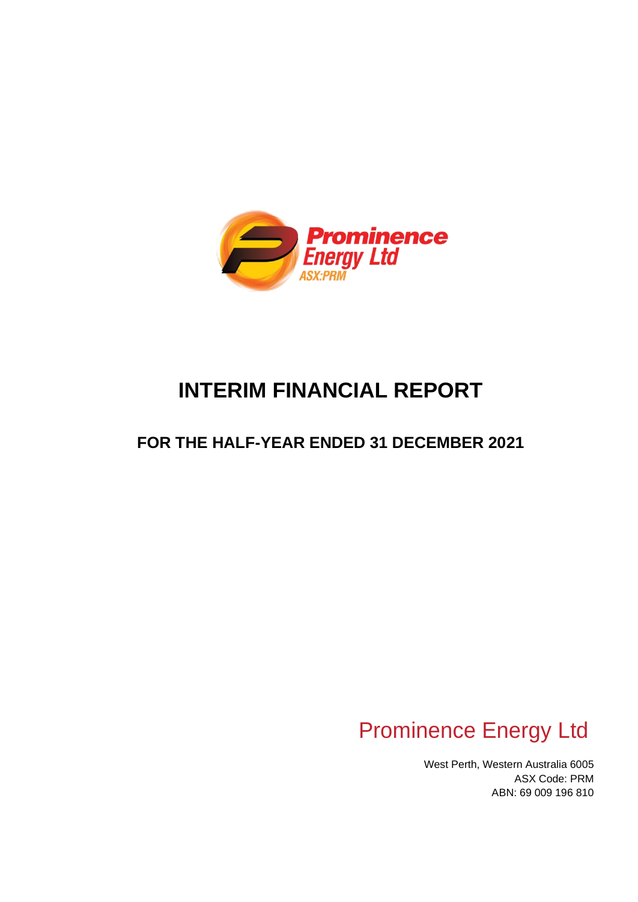# INTERIM FINANCIAL REPORT

## FOR THE HALF-YEAR ENDED 31 DECEMBER 2021

Prominence Energy Ltd

West Perth, Western Australia 6005
ASX Code: PRM
ABN: 69 009 196 810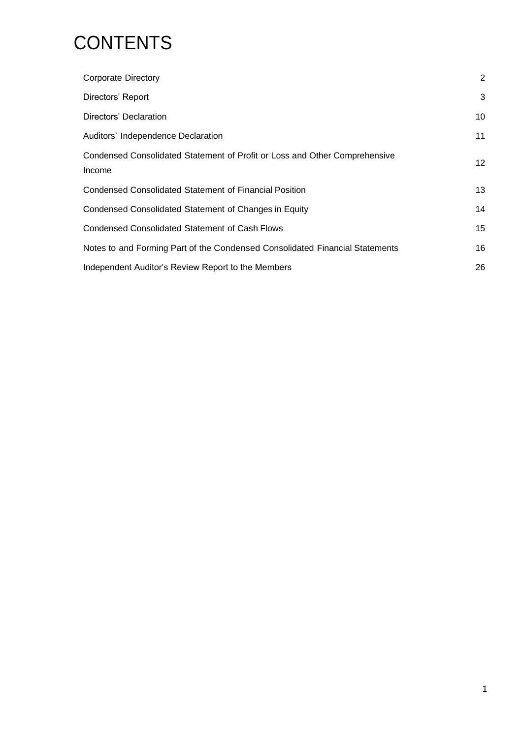# CONTENTS

| | |
|---|---|
| Corporate Directory | 2 |
| Directors' Report | 3 |
| Directors' Declaration | 10 |
| Auditors' Independence Declaration | 11 |
| Condensed Consolidated Statement of Profit or Loss and Other Comprehensive Income | 12 |
| Condensed Consolidated Statement of Financial Position | 13 |
| Condensed Consolidated Statement of Changes in Equity | 14 |
| Condensed Consolidated Statement of Cash Flows | 15 |
| Notes to and Forming Part of the Condensed Consolidated Financial Statements | 16 |
| Independent Auditor's Review Report to the Members | 26 |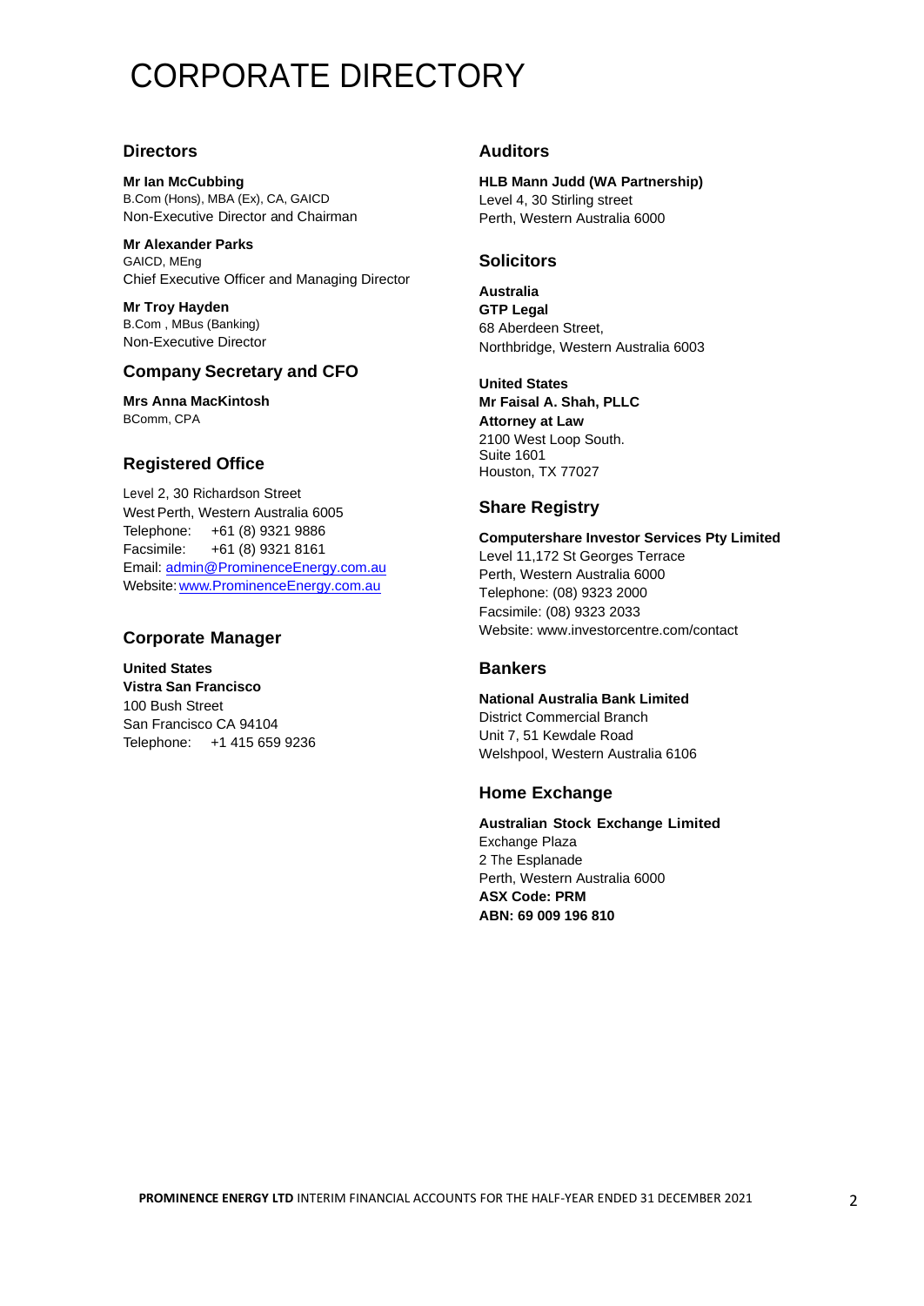# CORPORATE DIRECTORY

## Directors

**Mr Ian McCubbing**
B.Com (Hons), MBA (Ex), CA, GAICD
Non-Executive Director and Chairman

**Mr Alexander Parks**
GAICD, MEng
Chief Executive Officer and Managing Director

**Mr Troy Hayden**
B.Com , MBus (Banking)
Non-Executive Director

## Company Secretary and CFO

**Mrs Anna MacKintosh**
BComm, CPA

## Registered Office

Level 2, 30 Richardson Street
West Perth, Western Australia 6005
Telephone: +61 (8) 9321 9886
Facsimile: +61 (8) 9321 8161
Email: admin@ProminenceEnergy.com.au
Website: www.ProminenceEnergy.com.au

## Corporate Manager

**United States**
**Vistra San Francisco**
100 Bush Street
San Francisco CA 94104
Telephone: +1 415 659 9236

## Auditors

**HLB Mann Judd (WA Partnership)**
Level 4, 30 Stirling street
Perth, Western Australia 6000

## Solicitors

**Australia**
**GTP Legal**
68 Aberdeen Street,
Northbridge, Western Australia 6003

**United States**
**Mr Faisal A. Shah, PLLC**
**Attorney at Law**
2100 West Loop South.
Suite 1601
Houston, TX 77027

## Share Registry

**Computershare Investor Services Pty Limited**
Level 11,172 St Georges Terrace
Perth, Western Australia 6000
Telephone: (08) 9323 2000
Facsimile: (08) 9323 2033
Website: www.investorcentre.com/contact

## Bankers

**National Australia Bank Limited**
District Commercial Branch
Unit 7, 51 Kewdale Road
Welshpool, Western Australia 6106

## Home Exchange

**Australian Stock Exchange Limited**
Exchange Plaza
2 The Esplanade
Perth, Western Australia 6000
**ASX Code: PRM**
**ABN: 69 009 196 810**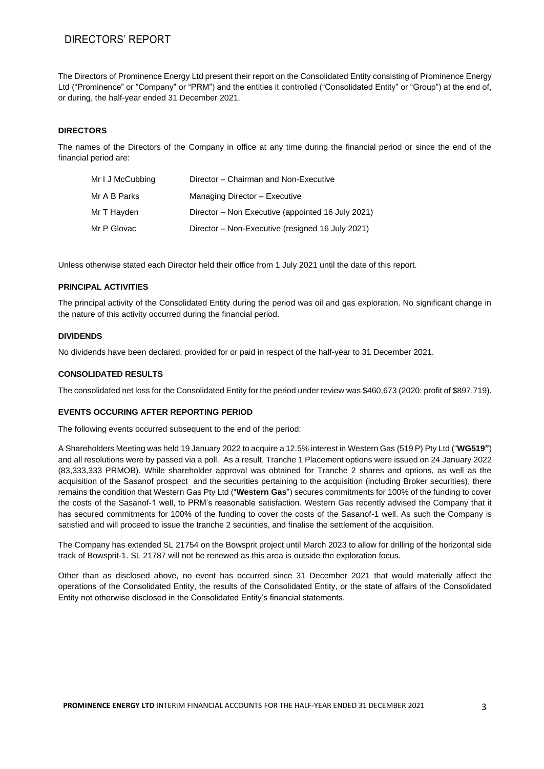# DIRECTORS' REPORT

The Directors of Prominence Energy Ltd present their report on the Consolidated Entity consisting of Prominence Energy Ltd ("Prominence" or "Company" or "PRM") and the entities it controlled ("Consolidated Entity" or "Group") at the end of, or during, the half-year ended 31 December 2021.

## DIRECTORS

The names of the Directors of the Company in office at any time during the financial period or since the end of the financial period are:

| | |
|---|---|
| Mr I J McCubbing | Director – Chairman and Non-Executive |
| Mr A B Parks | Managing Director – Executive |
| Mr T Hayden | Director – Non Executive (appointed 16 July 2021) |
| Mr P Glovac | Director – Non-Executive (resigned 16 July 2021) |

Unless otherwise stated each Director held their office from 1 July 2021 until the date of this report.

## PRINCIPAL ACTIVITIES

The principal activity of the Consolidated Entity during the period was oil and gas exploration. No significant change in the nature of this activity occurred during the financial period.

## DIVIDENDS

No dividends have been declared, provided for or paid in respect of the half-year to 31 December 2021.

## CONSOLIDATED RESULTS

The consolidated net loss for the Consolidated Entity for the period under review was $460,673 (2020: profit of $897,719).

## EVENTS OCCURING AFTER REPORTING PERIOD

The following events occurred subsequent to the end of the period:

A Shareholders Meeting was held 19 January 2022 to acquire a 12.5% interest in Western Gas (519 P) Pty Ltd ("**WG519"**) and all resolutions were by passed via a poll. As a result, Tranche 1 Placement options were issued on 24 January 2022 (83,333,333 PRMOB). While shareholder approval was obtained for Tranche 2 shares and options, as well as the acquisition of the Sasanof prospect and the securities pertaining to the acquisition (including Broker securities), there remains the condition that Western Gas Pty Ltd ("**Western Gas**") secures commitments for 100% of the funding to cover the costs of the Sasanof-1 well, to PRM's reasonable satisfaction. Western Gas recently advised the Company that it has secured commitments for 100% of the funding to cover the costs of the Sasanof-1 well. As such the Company is satisfied and will proceed to issue the tranche 2 securities, and finalise the settlement of the acquisition.

The Company has extended SL 21754 on the Bowsprit project until March 2023 to allow for drilling of the horizontal side track of Bowsprit-1. SL 21787 will not be renewed as this area is outside the exploration focus.

Other than as disclosed above, no event has occurred since 31 December 2021 that would materially affect the operations of the Consolidated Entity, the results of the Consolidated Entity, or the state of affairs of the Consolidated Entity not otherwise disclosed in the Consolidated Entity's financial statements.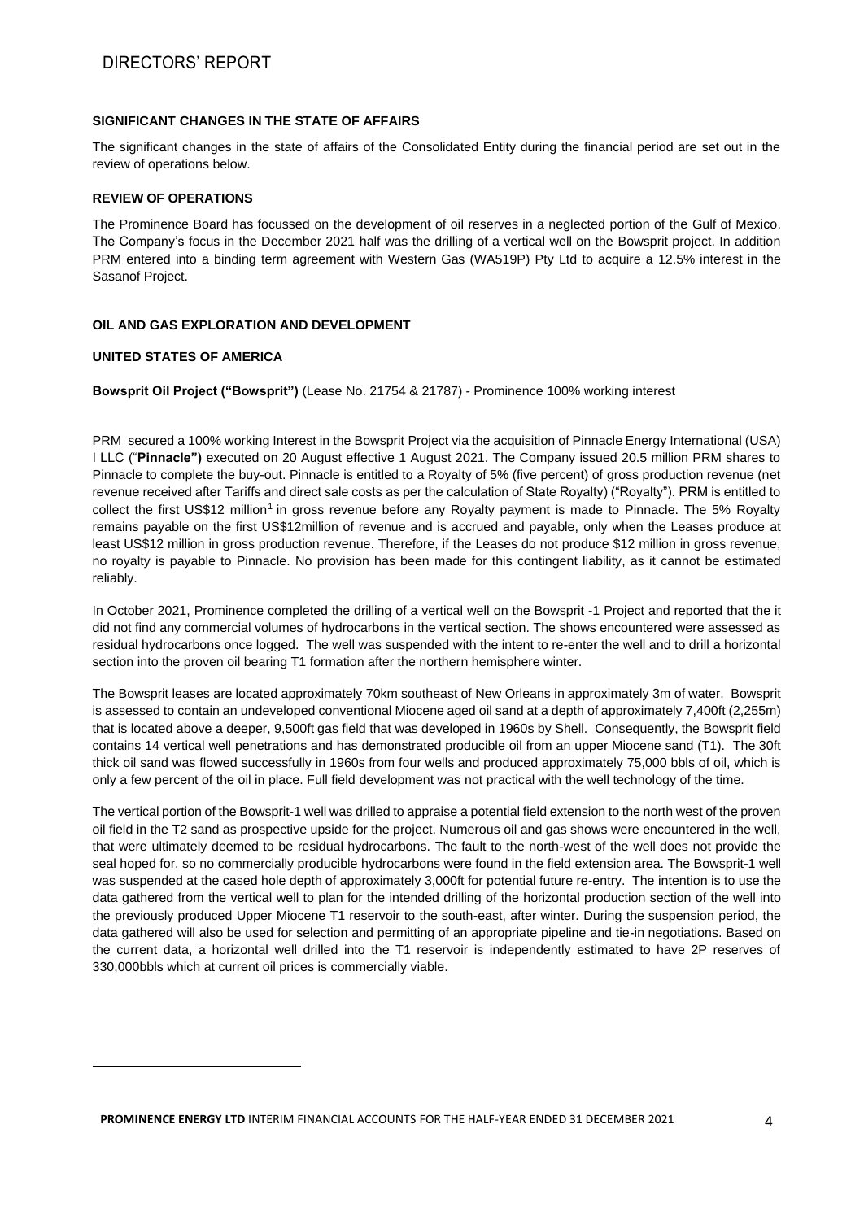# DIRECTORS' REPORT

### SIGNIFICANT CHANGES IN THE STATE OF AFFAIRS

The significant changes in the state of affairs of the Consolidated Entity during the financial period are set out in the review of operations below.

### REVIEW OF OPERATIONS

The Prominence Board has focussed on the development of oil reserves in a neglected portion of the Gulf of Mexico. The Company's focus in the December 2021 half was the drilling of a vertical well on the Bowsprit project. In addition PRM entered into a binding term agreement with Western Gas (WA519P) Pty Ltd to acquire a 12.5% interest in the Sasanof Project.

### OIL AND GAS EXPLORATION AND DEVELOPMENT

### UNITED STATES OF AMERICA

**Bowsprit Oil Project ("Bowsprit")** (Lease No. 21754 & 21787) - Prominence 100% working interest

PRM secured a 100% working Interest in the Bowsprit Project via the acquisition of Pinnacle Energy International (USA) I LLC ("**Pinnacle")** executed on 20 August effective 1 August 2021. The Company issued 20.5 million PRM shares to Pinnacle to complete the buy-out. Pinnacle is entitled to a Royalty of 5% (five percent) of gross production revenue (net revenue received after Tariffs and direct sale costs as per the calculation of State Royalty) ("Royalty"). PRM is entitled to collect the first US$12 million[1] in gross revenue before any Royalty payment is made to Pinnacle. The 5% Royalty remains payable on the first US$12million of revenue and is accrued and payable, only when the Leases produce at least US$12 million in gross production revenue. Therefore, if the Leases do not produce $12 million in gross revenue, no royalty is payable to Pinnacle. No provision has been made for this contingent liability, as it cannot be estimated reliably.

In October 2021, Prominence completed the drilling of a vertical well on the Bowsprit -1 Project and reported that the it did not find any commercial volumes of hydrocarbons in the vertical section. The shows encountered were assessed as residual hydrocarbons once logged. The well was suspended with the intent to re-enter the well and to drill a horizontal section into the proven oil bearing T1 formation after the northern hemisphere winter.

The Bowsprit leases are located approximately 70km southeast of New Orleans in approximately 3m of water. Bowsprit is assessed to contain an undeveloped conventional Miocene aged oil sand at a depth of approximately 7,400ft (2,255m) that is located above a deeper, 9,500ft gas field that was developed in 1960s by Shell. Consequently, the Bowsprit field contains 14 vertical well penetrations and has demonstrated producible oil from an upper Miocene sand (T1). The 30ft thick oil sand was flowed successfully in 1960s from four wells and produced approximately 75,000 bbls of oil, which is only a few percent of the oil in place. Full field development was not practical with the well technology of the time.

The vertical portion of the Bowsprit-1 well was drilled to appraise a potential field extension to the north west of the proven oil field in the T2 sand as prospective upside for the project. Numerous oil and gas shows were encountered in the well, that were ultimately deemed to be residual hydrocarbons. The fault to the north-west of the well does not provide the seal hoped for, so no commercially producible hydrocarbons were found in the field extension area. The Bowsprit-1 well was suspended at the cased hole depth of approximately 3,000ft for potential future re-entry. The intention is to use the data gathered from the vertical well to plan for the intended drilling of the horizontal production section of the well into the previously produced Upper Miocene T1 reservoir to the south-east, after winter. During the suspension period, the data gathered will also be used for selection and permitting of an appropriate pipeline and tie-in negotiations. Based on the current data, a horizontal well drilled into the T1 reservoir is independently estimated to have 2P reserves of 330,000bbls which at current oil prices is commercially viable.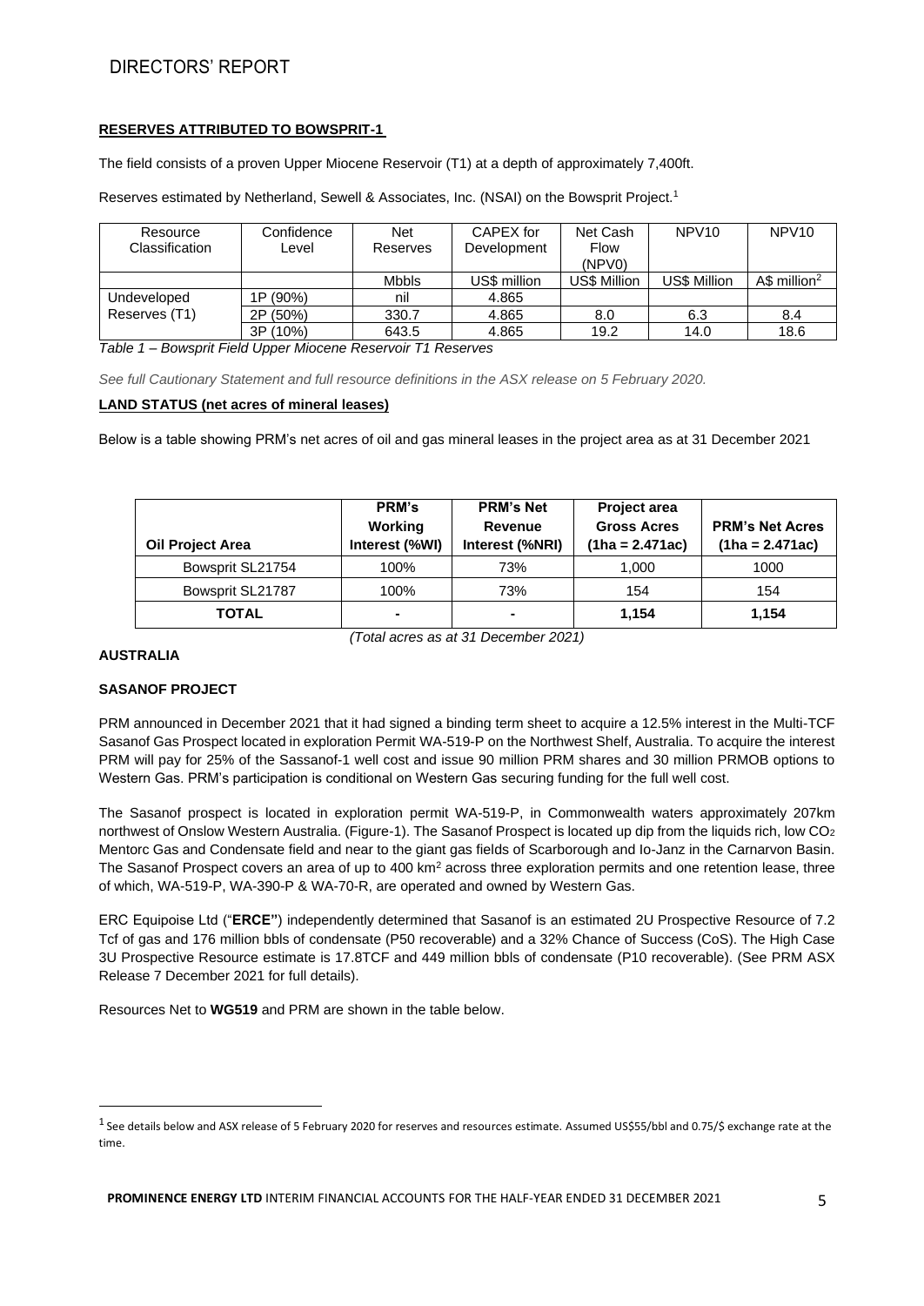# DIRECTORS' REPORT

**RESERVES ATTRIBUTED TO BOWSPRIT-1**

The field consists of a proven Upper Miocene Reservoir (T1) at a depth of approximately 7,400ft.

Reserves estimated by Netherland, Sewell & Associates, Inc. (NSAI) on the Bowsprit Project.[1]

| Resource Classification | Confidence Level | Net Reserves | CAPEX for Development | Net Cash Flow (NPV0) | NPV10 | NPV10 |
|---|---|---|---|---|---|---|
| | | Mbbls | US$ million | US$ Million | US$ Million | A$ million[2] |
| Undeveloped Reserves (T1) | 1P (90%) | nil | 4.865 | | | |
| | 2P (50%) | 330.7 | 4.865 | 8.0 | 6.3 | 8.4 |
| | 3P (10%) | 643.5 | 4.865 | 19.2 | 14.0 | 18.6 |

*Table 1 – Bowsprit Field Upper Miocene Reservoir T1 Reserves*

*See full Cautionary Statement and full resource definitions in the ASX release on 5 February 2020.*

**LAND STATUS (net acres of mineral leases)**

Below is a table showing PRM's net acres of oil and gas mineral leases in the project area as at 31 December 2021

| Oil Project Area | PRM's Working Interest (%WI) | PRM's Net Revenue Interest (%NRI) | Project area Gross Acres (1ha = 2.471ac) | PRM's Net Acres (1ha = 2.471ac) |
|---|---|---|---|---|
| Bowsprit SL21754 | 100% | 73% | 1,000 | 1000 |
| Bowsprit SL21787 | 100% | 73% | 154 | 154 |
| **TOTAL** | - | - | **1,154** | **1,154** |

*(Total acres as at 31 December 2021)*

**AUSTRALIA**

**SASANOF PROJECT**

PRM announced in December 2021 that it had signed a binding term sheet to acquire a 12.5% interest in the Multi-TCF Sasanof Gas Prospect located in exploration Permit WA-519-P on the Northwest Shelf, Australia. To acquire the interest PRM will pay for 25% of the Sassanof-1 well cost and issue 90 million PRM shares and 30 million PRMOB options to Western Gas. PRM's participation is conditional on Western Gas securing funding for the full well cost.

The Sasanof prospect is located in exploration permit WA-519-P, in Commonwealth waters approximately 207km northwest of Onslow Western Australia. (Figure-1). The Sasanof Prospect is located up dip from the liquids rich, low $CO_2$ Mentorc Gas and Condensate field and near to the giant gas fields of Scarborough and Io-Janz in the Carnarvon Basin. The Sasanof Prospect covers an area of up to 400 $km^2$ across three exploration permits and one retention lease, three of which, WA-519-P, WA-390-P & WA-70-R, are operated and owned by Western Gas.

ERC Equipoise Ltd ("**ERCE**") independently determined that Sasanof is an estimated 2U Prospective Resource of 7.2 Tcf of gas and 176 million bbls of condensate (P50 recoverable) and a 32% Chance of Success (CoS). The High Case 3U Prospective Resource estimate is 17.8TCF and 449 million bbls of condensate (P10 recoverable). (See PRM ASX Release 7 December 2021 for full details).

Resources Net to **WG519** and PRM are shown in the table below.

---

[1] See details below and ASX release of 5 February 2020 for reserves and resources estimate. Assumed US$55/bbl and 0.75/$ exchange rate at the time.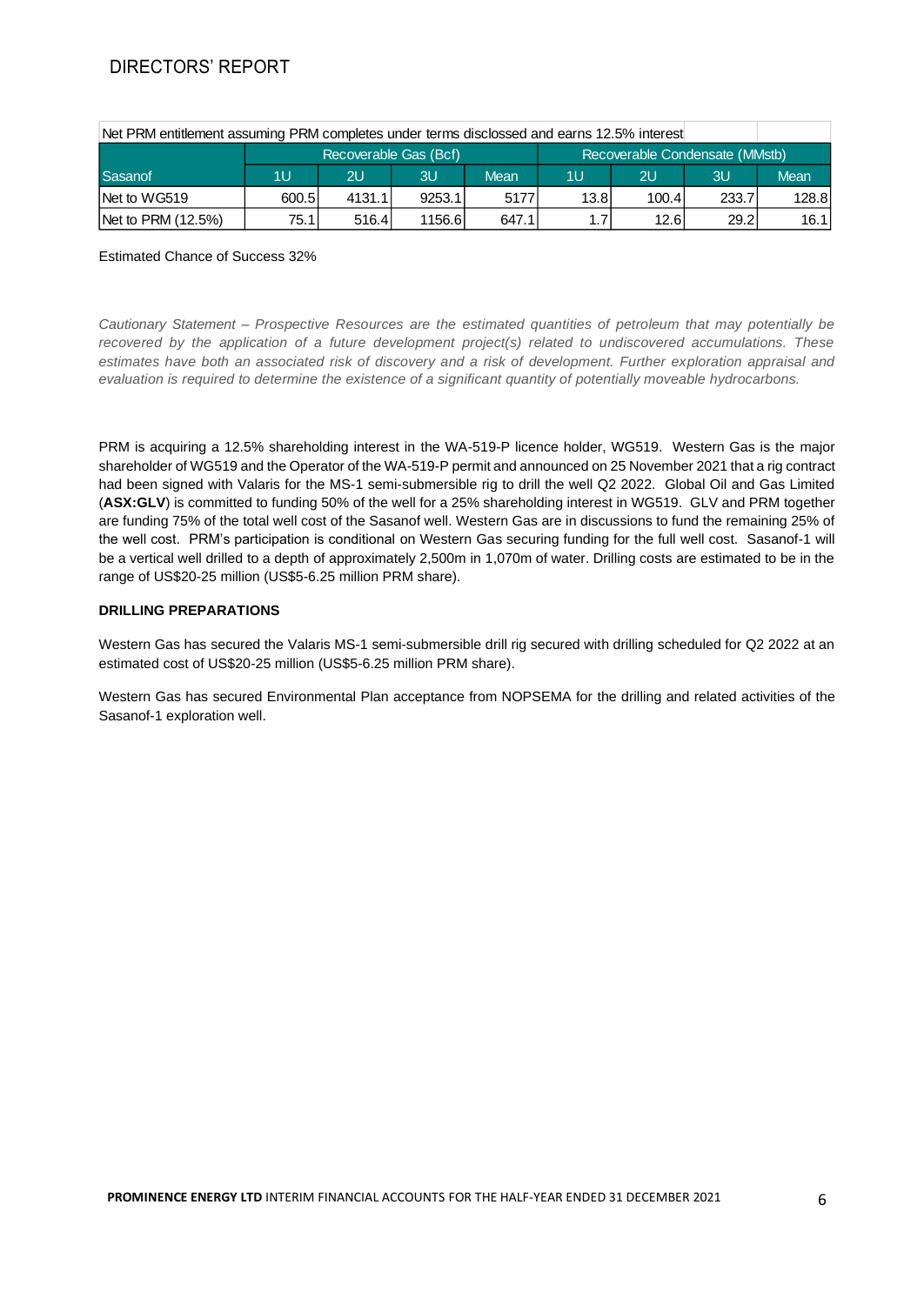# DIRECTORS' REPORT

| Net PRM entitlement assuming PRM completes under terms disclosed and earns 12.5% interest | | | | | | | | |
|---|---|---|---|---|---|---|---|---|
| | Recoverable Gas (Bcf) | | | | Recoverable Condensate (MMstb) | | | |
| Sasanof | 1U | 2U | 3U | Mean | 1U | 2U | 3U | Mean |
| Net to WG519 | 600.5 | 4131.1 | 9253.1 | 5177 | 13.8 | 100.4 | 233.7 | 128.8 |
| Net to PRM (12.5%) | 75.1 | 516.4 | 1156.6 | 647.1 | 1.7 | 12.6 | 29.2 | 16.1 |

Estimated Chance of Success 32%

*Cautionary Statement – Prospective Resources are the estimated quantities of petroleum that may potentially be recovered by the application of a future development project(s) related to undiscovered accumulations. These estimates have both an associated risk of discovery and a risk of development. Further exploration appraisal and evaluation is required to determine the existence of a significant quantity of potentially moveable hydrocarbons.*

PRM is acquiring a 12.5% shareholding interest in the WA-519-P licence holder, WG519. Western Gas is the major shareholder of WG519 and the Operator of the WA-519-P permit and announced on 25 November 2021 that a rig contract had been signed with Valaris for the MS-1 semi-submersible rig to drill the well Q2 2022. Global Oil and Gas Limited (**ASX:GLV**) is committed to funding 50% of the well for a 25% shareholding interest in WG519. GLV and PRM together are funding 75% of the total well cost of the Sasanof well. Western Gas are in discussions to fund the remaining 25% of the well cost. PRM's participation is conditional on Western Gas securing funding for the full well cost. Sasanof-1 will be a vertical well drilled to a depth of approximately 2,500m in 1,070m of water. Drilling costs are estimated to be in the range of US$20-25 million (US$5-6.25 million PRM share).

**DRILLING PREPARATIONS**

Western Gas has secured the Valaris MS-1 semi-submersible drill rig secured with drilling scheduled for Q2 2022 at an estimated cost of US$20-25 million (US$5-6.25 million PRM share).

Western Gas has secured Environmental Plan acceptance from NOPSEMA for the drilling and related activities of the Sasanof-1 exploration well.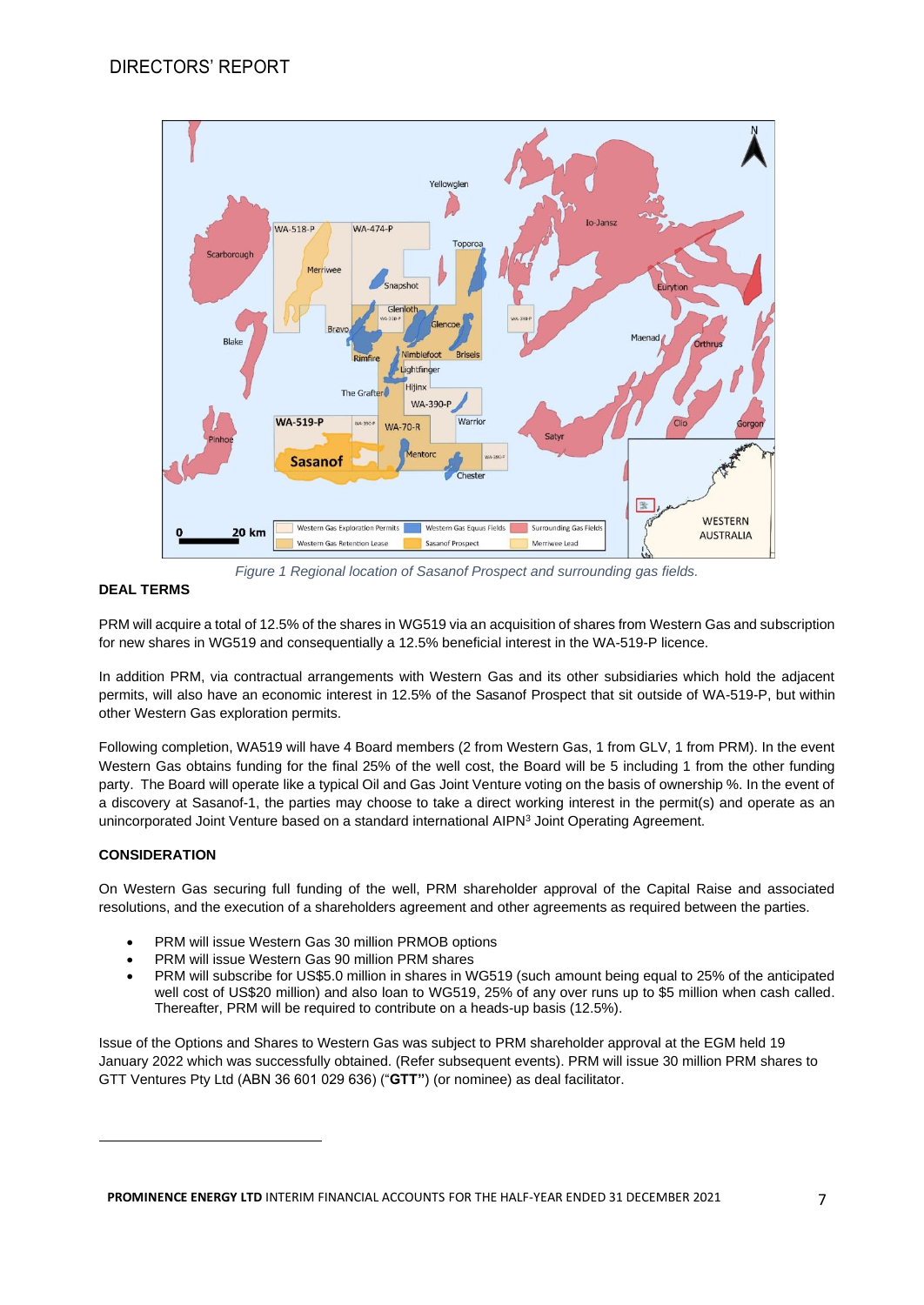Figure 1 Regional location of Sasanof Prospect and surrounding gas fields.

**DEAL TERMS**

PRM will acquire a total of 12.5% of the shares in WG519 via an acquisition of shares from Western Gas and subscription for new shares in WG519 and consequentially a 12.5% beneficial interest in the WA-519-P licence.

In addition PRM, via contractual arrangements with Western Gas and its other subsidiaries which hold the adjacent permits, will also have an economic interest in 12.5% of the Sasanof Prospect that sit outside of WA-519-P, but within other Western Gas exploration permits.

Following completion, WA519 will have 4 Board members (2 from Western Gas, 1 from GLV, 1 from PRM). In the event Western Gas obtains funding for the final 25% of the well cost, the Board will be 5 including 1 from the other funding party. The Board will operate like a typical Oil and Gas Joint Venture voting on the basis of ownership %. In the event of a discovery at Sasanof-1, the parties may choose to take a direct working interest in the permit(s) and operate as an unincorporated Joint Venture based on a standard international AIPN[3] Joint Operating Agreement.

**CONSIDERATION**

On Western Gas securing full funding of the well, PRM shareholder approval of the Capital Raise and associated resolutions, and the execution of a shareholders agreement and other agreements as required between the parties.

- PRM will issue Western Gas 30 million PRMOB options
- PRM will issue Western Gas 90 million PRM shares
- PRM will subscribe for US$5.0 million in shares in WG519 (such amount being equal to 25% of the anticipated well cost of US$20 million) and also loan to WG519, 25% of any over runs up to $5 million when cash called. Thereafter, PRM will be required to contribute on a heads-up basis (12.5%).

Issue of the Options and Shares to Western Gas was subject to PRM shareholder approval at the EGM held 19 January 2022 which was successfully obtained. (Refer subsequent events). PRM will issue 30 million PRM shares to GTT Ventures Pty Ltd (ABN 36 601 029 636) ("**GTT"**) (or nominee) as deal facilitator.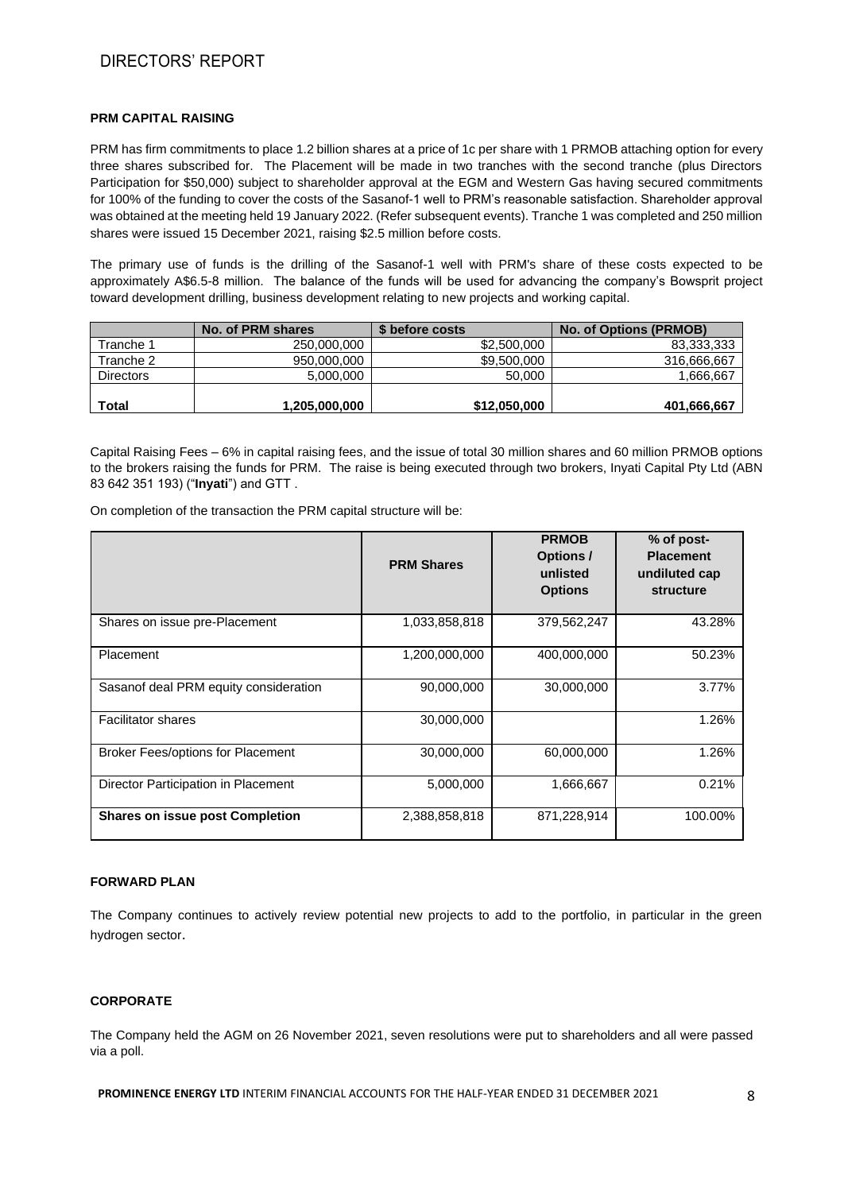## PRM CAPITAL RAISING

PRM has firm commitments to place 1.2 billion shares at a price of 1c per share with 1 PRMOB attaching option for every three shares subscribed for. The Placement will be made in two tranches with the second tranche (plus Directors Participation for $50,000) subject to shareholder approval at the EGM and Western Gas having secured commitments for 100% of the funding to cover the costs of the Sasanof-1 well to PRM's reasonable satisfaction. Shareholder approval was obtained at the meeting held 19 January 2022. (Refer subsequent events). Tranche 1 was completed and 250 million shares were issued 15 December 2021, raising $2.5 million before costs.

The primary use of funds is the drilling of the Sasanof-1 well with PRM's share of these costs expected to be approximately A$6.5-8 million. The balance of the funds will be used for advancing the company's Bowsprit project toward development drilling, business development relating to new projects and working capital.

| | No. of PRM shares | $ before costs | No. of Options (PRMOB) |
|---|---|---|---|
| Tranche 1 | 250,000,000 | $2,500,000 | 83,333,333 |
| Tranche 2 | 950,000,000 | $9,500,000 | 316,666,667 |
| Directors | 5,000,000 | 50,000 | 1,666,667 |
| **Total** | **1,205,000,000** | **$12,050,000** | **401,666,667** |

Capital Raising Fees – 6% in capital raising fees, and the issue of total 30 million shares and 60 million PRMOB options to the brokers raising the funds for PRM. The raise is being executed through two brokers, Inyati Capital Pty Ltd (ABN 83 642 351 193) ("**Inyati**") and GTT .

On completion of the transaction the PRM capital structure will be:

| | PRM Shares | PRMOB Options / unlisted Options | % of post-Placement undiluted cap structure |
|---|---|---|---|
| Shares on issue pre-Placement | 1,033,858,818 | 379,562,247 | 43.28% |
| Placement | 1,200,000,000 | 400,000,000 | 50.23% |
| Sasanof deal PRM equity consideration | 90,000,000 | 30,000,000 | 3.77% |
| Facilitator shares | 30,000,000 | | 1.26% |
| Broker Fees/options for Placement | 30,000,000 | 60,000,000 | 1.26% |
| Director Participation in Placement | 5,000,000 | 1,666,667 | 0.21% |
| **Shares on issue post Completion** | 2,388,858,818 | 871,228,914 | 100.00% |

## FORWARD PLAN

The Company continues to actively review potential new projects to add to the portfolio, in particular in the green hydrogen sector.

## CORPORATE

The Company held the AGM on 26 November 2021, seven resolutions were put to shareholders and all were passed via a poll.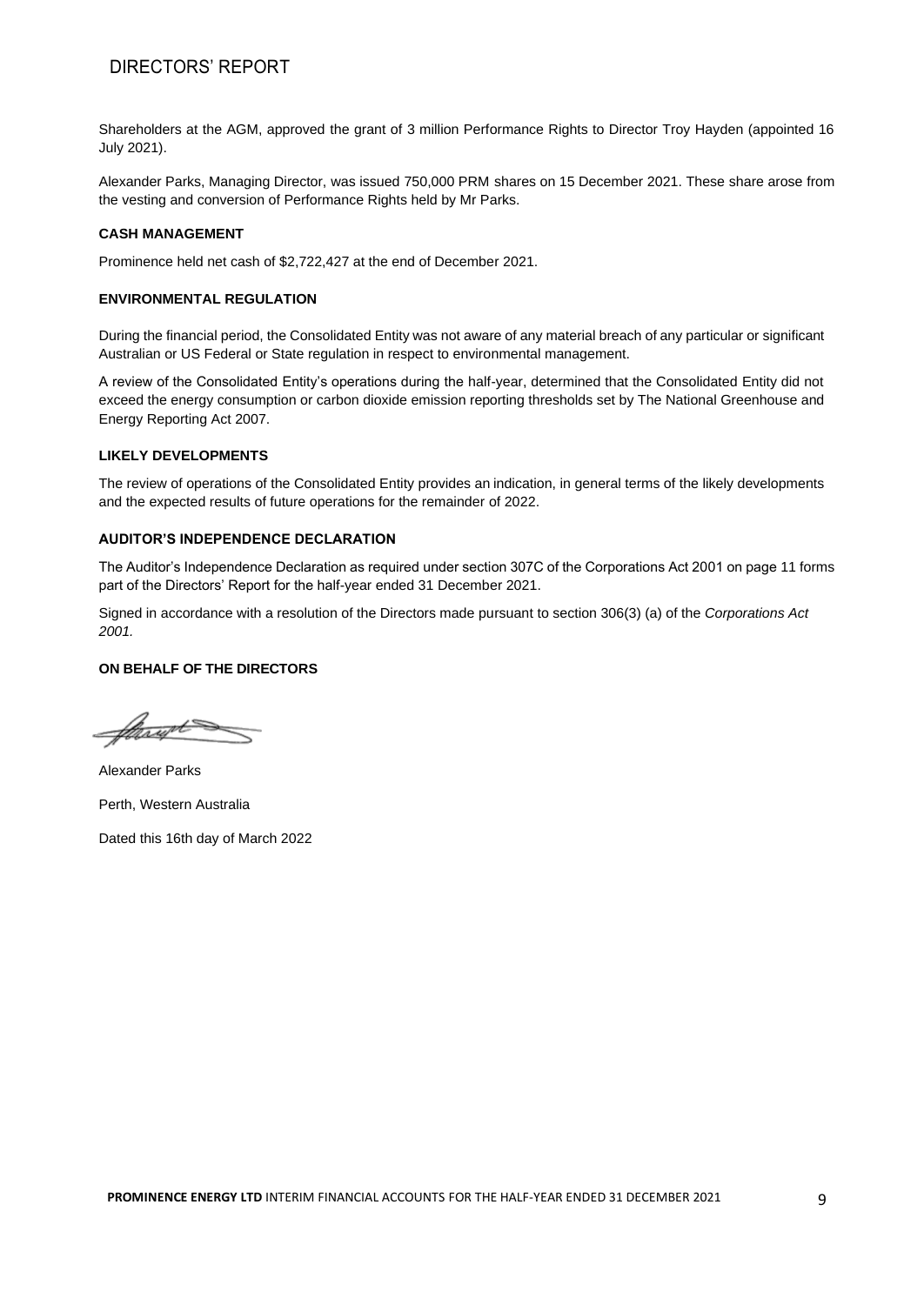# DIRECTORS' REPORT

Shareholders at the AGM, approved the grant of 3 million Performance Rights to Director Troy Hayden (appointed 16 July 2021).

Alexander Parks, Managing Director, was issued 750,000 PRM shares on 15 December 2021. These share arose from the vesting and conversion of Performance Rights held by Mr Parks.

### CASH MANAGEMENT

Prominence held net cash of $2,722,427 at the end of December 2021.

### ENVIRONMENTAL REGULATION

During the financial period, the Consolidated Entity was not aware of any material breach of any particular or significant Australian or US Federal or State regulation in respect to environmental management.

A review of the Consolidated Entity's operations during the half-year, determined that the Consolidated Entity did not exceed the energy consumption or carbon dioxide emission reporting thresholds set by The National Greenhouse and Energy Reporting Act 2007.

### LIKELY DEVELOPMENTS

The review of operations of the Consolidated Entity provides an indication, in general terms of the likely developments and the expected results of future operations for the remainder of 2022.

### AUDITOR'S INDEPENDENCE DECLARATION

The Auditor's Independence Declaration as required under section 307C of the Corporations Act 2001 on page 11 forms part of the Directors' Report for the half-year ended 31 December 2021.

Signed in accordance with a resolution of the Directors made pursuant to section 306(3) (a) of the *Corporations Act 2001.*

**ON BEHALF OF THE DIRECTORS**

Alexander Parks

Perth, Western Australia

Dated this 16th day of March 2022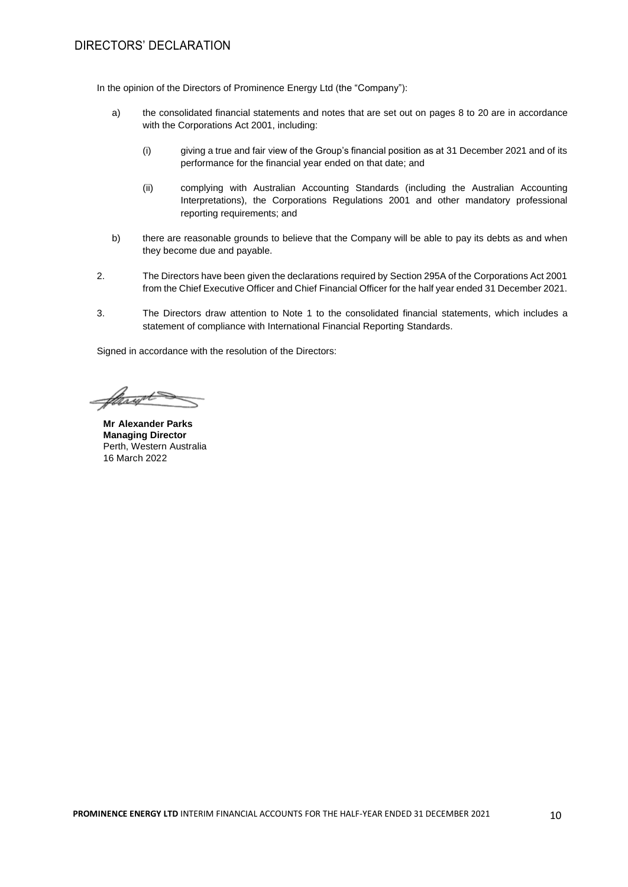# DIRECTORS' DECLARATION

In the opinion of the Directors of Prominence Energy Ltd (the "Company"):

a) the consolidated financial statements and notes that are set out on pages 8 to 20 are in accordance with the Corporations Act 2001, including:

   (i) giving a true and fair view of the Group's financial position as at 31 December 2021 and of its performance for the financial year ended on that date; and

   (ii) complying with Australian Accounting Standards (including the Australian Accounting Interpretations), the Corporations Regulations 2001 and other mandatory professional reporting requirements; and

b) there are reasonable grounds to believe that the Company will be able to pay its debts as and when they become due and payable.

2. The Directors have been given the declarations required by Section 295A of the Corporations Act 2001 from the Chief Executive Officer and Chief Financial Officer for the half year ended 31 December 2021.

3. The Directors draw attention to Note 1 to the consolidated financial statements, which includes a statement of compliance with International Financial Reporting Standards.

Signed in accordance with the resolution of the Directors:

**Mr Alexander Parks**
**Managing Director**
Perth, Western Australia
16 March 2022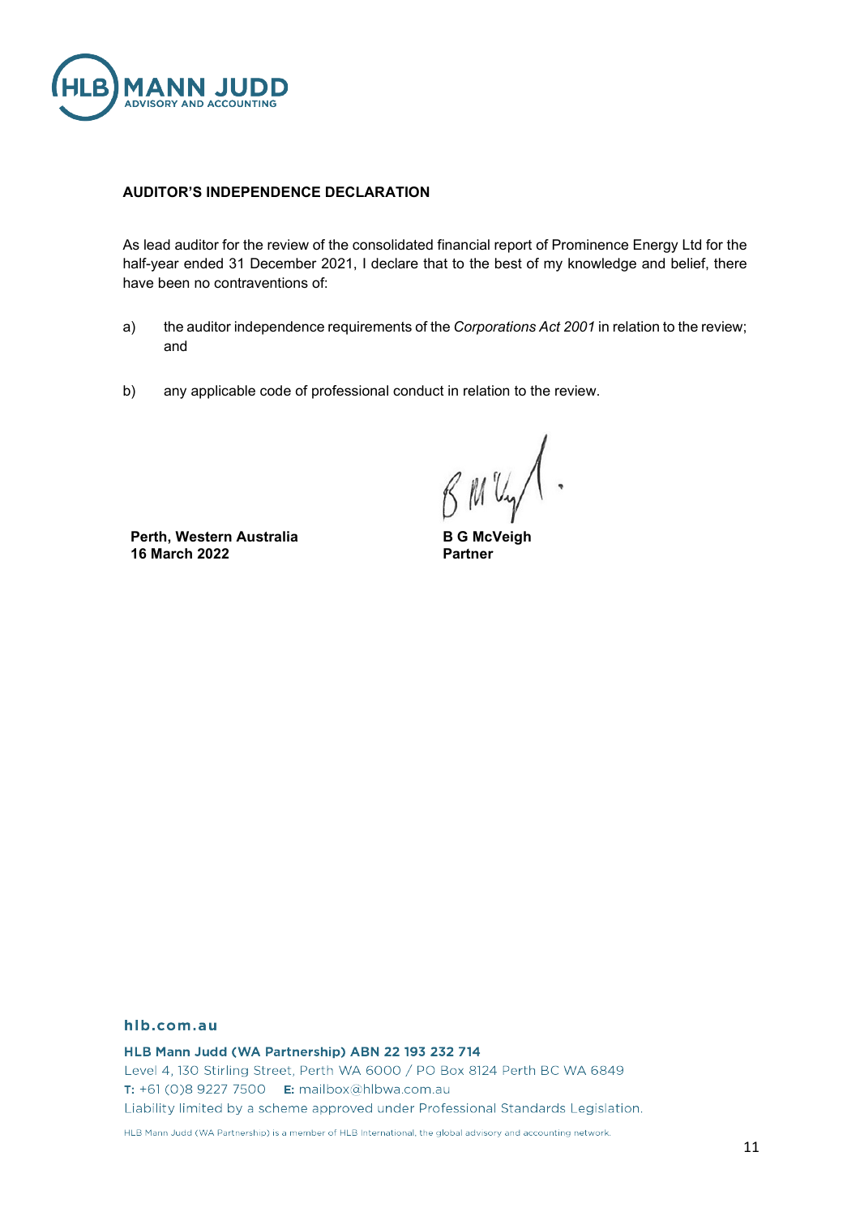**AUDITOR'S INDEPENDENCE DECLARATION**

As lead auditor for the review of the consolidated financial report of Prominence Energy Ltd for the half-year ended 31 December 2021, I declare that to the best of my knowledge and belief, there have been no contraventions of:

a) the auditor independence requirements of the *Corporations Act 2001* in relation to the review; and

b) any applicable code of professional conduct in relation to the review.

**Perth, Western Australia**
**16 March 2022**

**B G McVeigh**
**Partner**

**hlb.com.au**

**HLB Mann Judd (WA Partnership) ABN 22 193 232 714**
Level 4, 130 Stirling Street, Perth WA 6000 / PO Box 8124 Perth BC WA 6849
**T:** +61 (0)8 9227 7500 **E:** mailbox@hlbwa.com.au
Liability limited by a scheme approved under Professional Standards Legislation.

HLB Mann Judd (WA Partnership) is a member of HLB International, the global advisory and accounting network.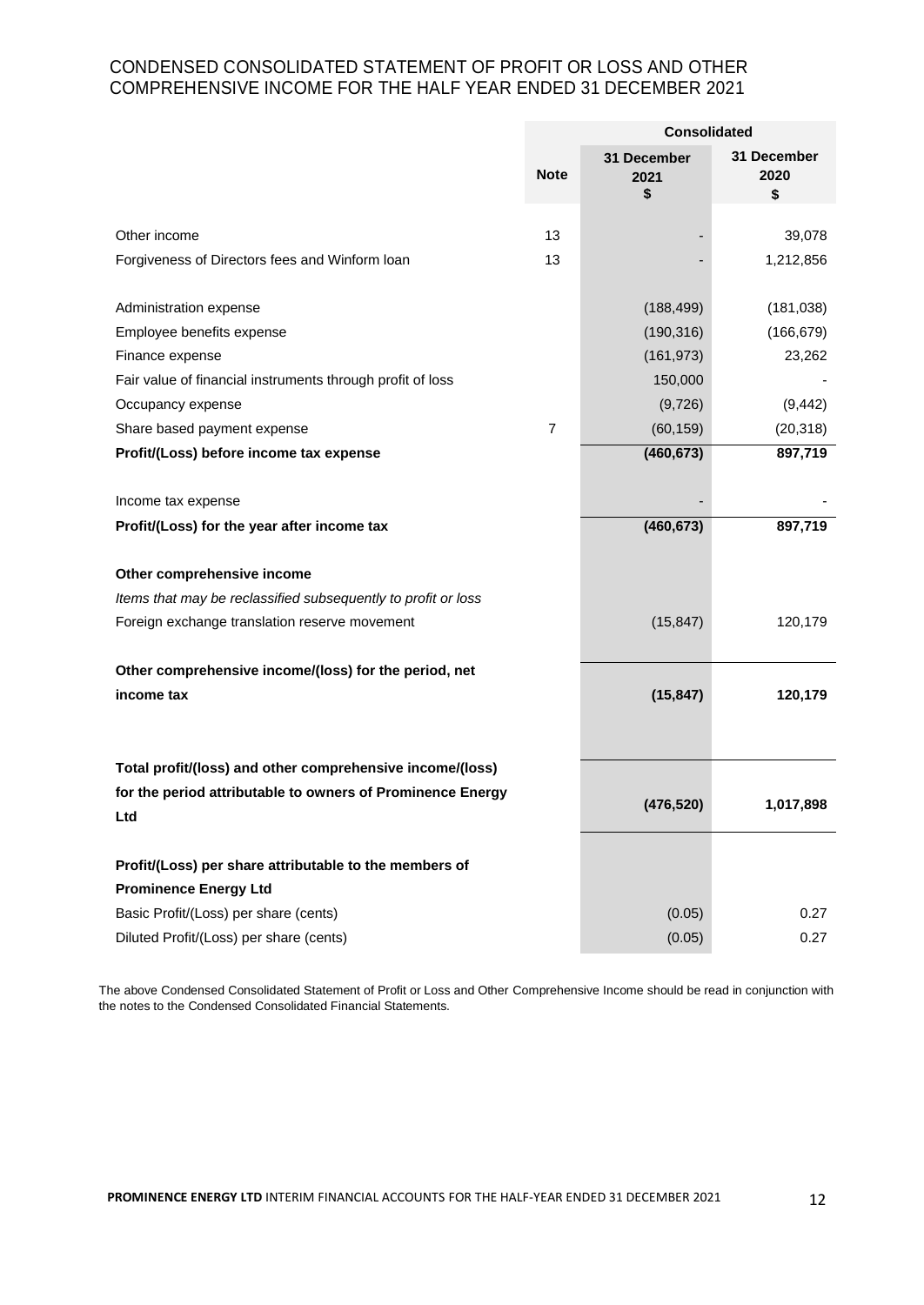# CONDENSED CONSOLIDATED STATEMENT OF PROFIT OR LOSS AND OTHER COMPREHENSIVE INCOME FOR THE HALF YEAR ENDED 31 DECEMBER 2021

| | | Consolidated | |
|---|---|---|---|
| | **Note** | **31 December 2021 $** | **31 December 2020 $** |
| Other income | 13 | - | 39,078 |
| Forgiveness of Directors fees and Winform loan | 13 | - | 1,212,856 |
| Administration expense | | (188,499) | (181,038) |
| Employee benefits expense | | (190,316) | (166,679) |
| Finance expense | | (161,973) | 23,262 |
| Fair value of financial instruments through profit of loss | | 150,000 | - |
| Occupancy expense | | (9,726) | (9,442) |
| Share based payment expense | 7 | (60,159) | (20,318) |
| **Profit/(Loss) before income tax expense** | | **(460,673)** | **897,719** |
| Income tax expense | | - | - |
| **Profit/(Loss) for the year after income tax** | | **(460,673)** | **897,719** |
| **Other comprehensive income** | | | |
| *Items that may be reclassified subsequently to profit or loss* | | | |
| Foreign exchange translation reserve movement | | (15,847) | 120,179 |
| **Other comprehensive income/(loss) for the period, net income tax** | | **(15,847)** | **120,179** |
| **Total profit/(loss) and other comprehensive income/(loss) for the period attributable to owners of Prominence Energy Ltd** | | **(476,520)** | **1,017,898** |
| **Profit/(Loss) per share attributable to the members of Prominence Energy Ltd** | | | |
| Basic Profit/(Loss) per share (cents) | | (0.05) | 0.27 |
| Diluted Profit/(Loss) per share (cents) | | (0.05) | 0.27 |

The above Condensed Consolidated Statement of Profit or Loss and Other Comprehensive Income should be read in conjunction with the notes to the Condensed Consolidated Financial Statements.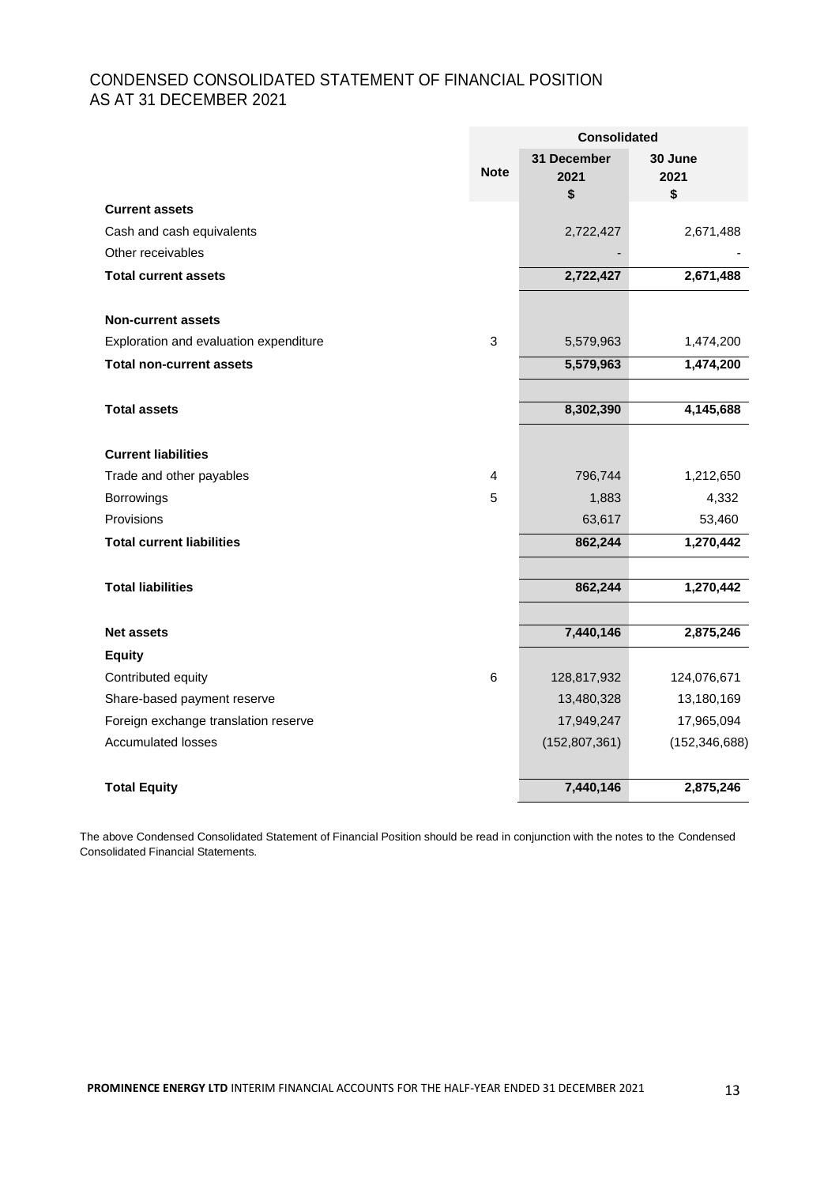# CONDENSED CONSOLIDATED STATEMENT OF FINANCIAL POSITION
## AS AT 31 DECEMBER 2021

| | Note | Consolidated | |
|---|---|---|---|
| | | 31 December 2021 $ | 30 June 2021 $ |
| **Current assets** | | | |
| Cash and cash equivalents | | 2,722,427 | 2,671,488 |
| Other receivables | | - | - |
| **Total current assets** | | **2,722,427** | **2,671,488** |
| | | | |
| **Non-current assets** | | | |
| Exploration and evaluation expenditure | 3 | 5,579,963 | 1,474,200 |
| **Total non-current assets** | | **5,579,963** | **1,474,200** |
| | | | |
| **Total assets** | | **8,302,390** | **4,145,688** |
| | | | |
| **Current liabilities** | | | |
| Trade and other payables | 4 | 796,744 | 1,212,650 |
| Borrowings | 5 | 1,883 | 4,332 |
| Provisions | | 63,617 | 53,460 |
| **Total current liabilities** | | **862,244** | **1,270,442** |
| | | | |
| **Total liabilities** | | **862,244** | **1,270,442** |
| | | | |
| **Net assets** | | **7,440,146** | **2,875,246** |
| **Equity** | | | |
| Contributed equity | 6 | 128,817,932 | 124,076,671 |
| Share-based payment reserve | | 13,480,328 | 13,180,169 |
| Foreign exchange translation reserve | | 17,949,247 | 17,965,094 |
| Accumulated losses | | (152,807,361) | (152,346,688) |
| | | | |
| **Total Equity** | | **7,440,146** | **2,875,246** |

The above Condensed Consolidated Statement of Financial Position should be read in conjunction with the notes to the Condensed Consolidated Financial Statements.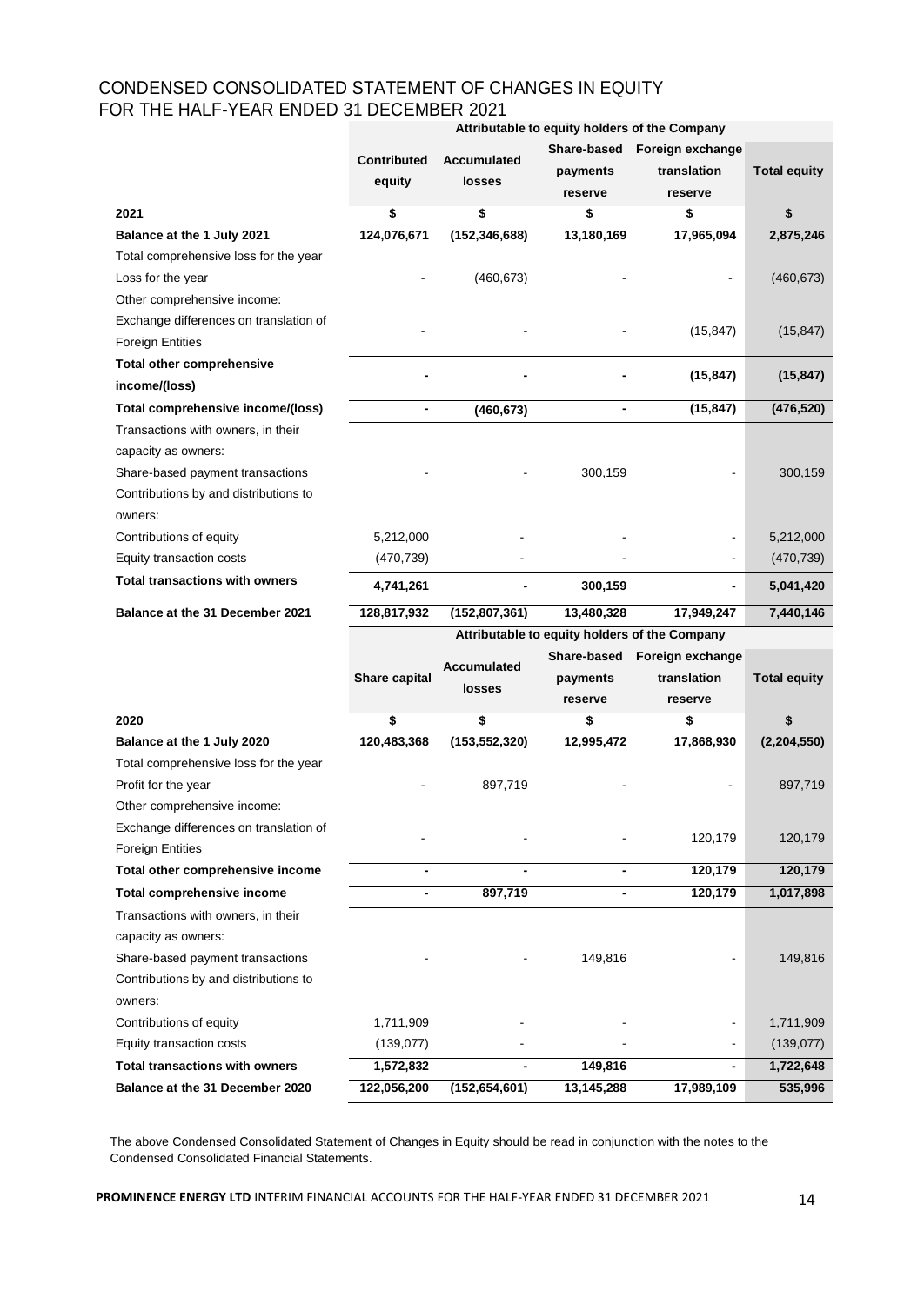# CONDENSED CONSOLIDATED STATEMENT OF CHANGES IN EQUITY FOR THE HALF-YEAR ENDED 31 DECEMBER 2021

| | Attributable to equity holders of the Company | | | | |
|---|---|---|---|---|---|
| | Contributed equity | Accumulated losses | Share-based payments reserve | Foreign exchange translation reserve | Total equity |
| **2021** | **$** | **$** | **$** | **$** | **$** |
| **Balance at the 1 July 2021** | **124,076,671** | **(152,346,688)** | **13,180,169** | **17,965,094** | **2,875,246** |
| Total comprehensive loss for the year | | | | | |
| Loss for the year | - | (460,673) | - | - | (460,673) |
| Other comprehensive income: | | | | | |
| Exchange differences on translation of Foreign Entities | - | - | - | (15,847) | (15,847) |
| **Total other comprehensive income/(loss)** | **-** | **-** | **-** | **(15,847)** | **(15,847)** |
| **Total comprehensive income/(loss)** | **-** | **(460,673)** | **-** | **(15,847)** | **(476,520)** |
| Transactions with owners, in their capacity as owners: | | | | | |
| Share-based payment transactions | - | - | 300,159 | - | 300,159 |
| Contributions by and distributions to owners: | | | | | |
| Contributions of equity | 5,212,000 | - | - | - | 5,212,000 |
| Equity transaction costs | (470,739) | - | - | - | (470,739) |
| **Total transactions with owners** | **4,741,261** | **-** | **300,159** | **-** | **5,041,420** |
| **Balance at the 31 December 2021** | **128,817,932** | **(152,807,361)** | **13,480,328** | **17,949,247** | **7,440,146** |

| | Attributable to equity holders of the Company | | | | |
|---|---|---|---|---|---|
| | Share capital | Accumulated losses | Share-based payments reserve | Foreign exchange translation reserve | Total equity |
| **2020** | **$** | **$** | **$** | **$** | **$** |
| **Balance at the 1 July 2020** | **120,483,368** | **(153,552,320)** | **12,995,472** | **17,868,930** | **(2,204,550)** |
| Total comprehensive loss for the year | | | | | |
| Profit for the year | - | 897,719 | - | - | 897,719 |
| Other comprehensive income: | | | | | |
| Exchange differences on translation of Foreign Entities | - | - | - | 120,179 | 120,179 |
| **Total other comprehensive income** | **-** | **-** | **-** | **120,179** | **120,179** |
| **Total comprehensive income** | **-** | **897,719** | **-** | **120,179** | **1,017,898** |
| Transactions with owners, in their capacity as owners: | | | | | |
| Share-based payment transactions | - | - | 149,816 | - | 149,816 |
| Contributions by and distributions to owners: | | | | | |
| Contributions of equity | 1,711,909 | - | - | - | 1,711,909 |
| Equity transaction costs | (139,077) | - | - | - | (139,077) |
| **Total transactions with owners** | **1,572,832** | **-** | **149,816** | **-** | **1,722,648** |
| **Balance at the 31 December 2020** | **122,056,200** | **(152,654,601)** | **13,145,288** | **17,989,109** | **535,996** |

The above Condensed Consolidated Statement of Changes in Equity should be read in conjunction with the notes to the Condensed Consolidated Financial Statements.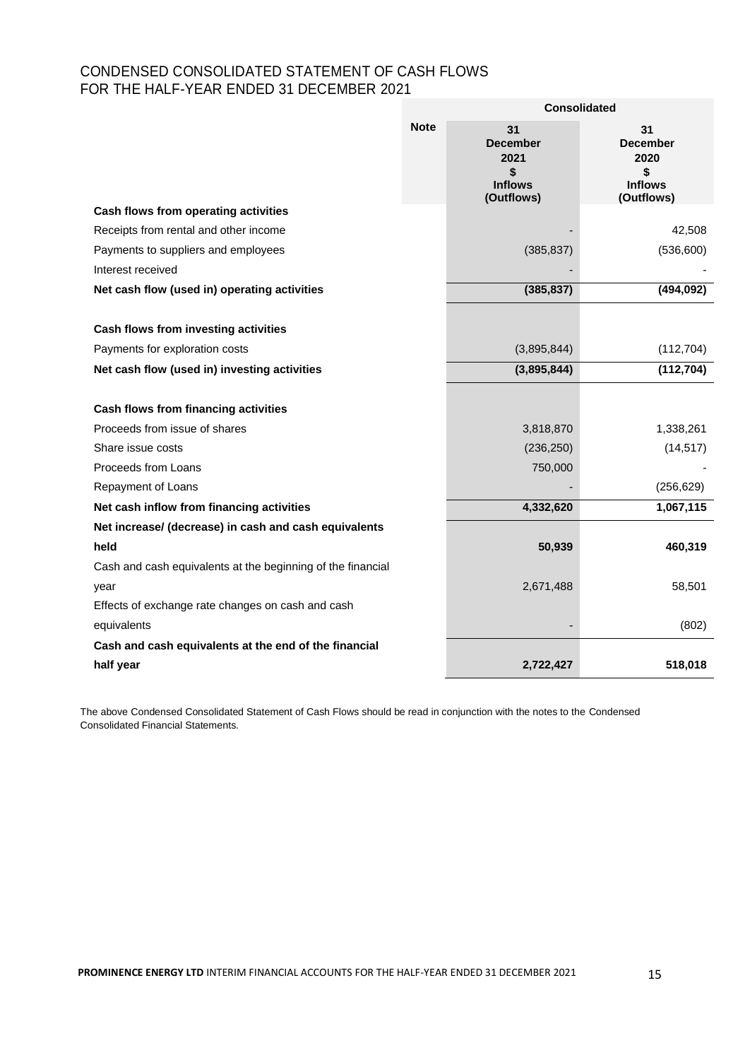# CONDENSED CONSOLIDATED STATEMENT OF CASH FLOWS
# FOR THE HALF-YEAR ENDED 31 DECEMBER 2021

| | Note | Consolidated | |
|---|---|---|---|
| | | 31 December 2021 $ Inflows (Outflows) | 31 December 2020 $ Inflows (Outflows) |
| **Cash flows from operating activities** | | | |
| Receipts from rental and other income | | - | 42,508 |
| Payments to suppliers and employees | | (385,837) | (536,600) |
| Interest received | | - | - |
| **Net cash flow (used in) operating activities** | | **(385,837)** | **(494,092)** |
| | | | |
| **Cash flows from investing activities** | | | |
| Payments for exploration costs | | (3,895,844) | (112,704) |
| **Net cash flow (used in) investing activities** | | **(3,895,844)** | **(112,704)** |
| | | | |
| **Cash flows from financing activities** | | | |
| Proceeds from issue of shares | | 3,818,870 | 1,338,261 |
| Share issue costs | | (236,250) | (14,517) |
| Proceeds from Loans | | 750,000 | - |
| Repayment of Loans | | - | (256,629) |
| **Net cash inflow from financing activities** | | **4,332,620** | **1,067,115** |
| **Net increase/ (decrease) in cash and cash equivalents held** | | **50,939** | **460,319** |
| Cash and cash equivalents at the beginning of the financial year | | 2,671,488 | 58,501 |
| Effects of exchange rate changes on cash and cash equivalents | | - | (802) |
| **Cash and cash equivalents at the end of the financial half year** | | **2,722,427** | **518,018** |

The above Condensed Consolidated Statement of Cash Flows should be read in conjunction with the notes to the Condensed Consolidated Financial Statements.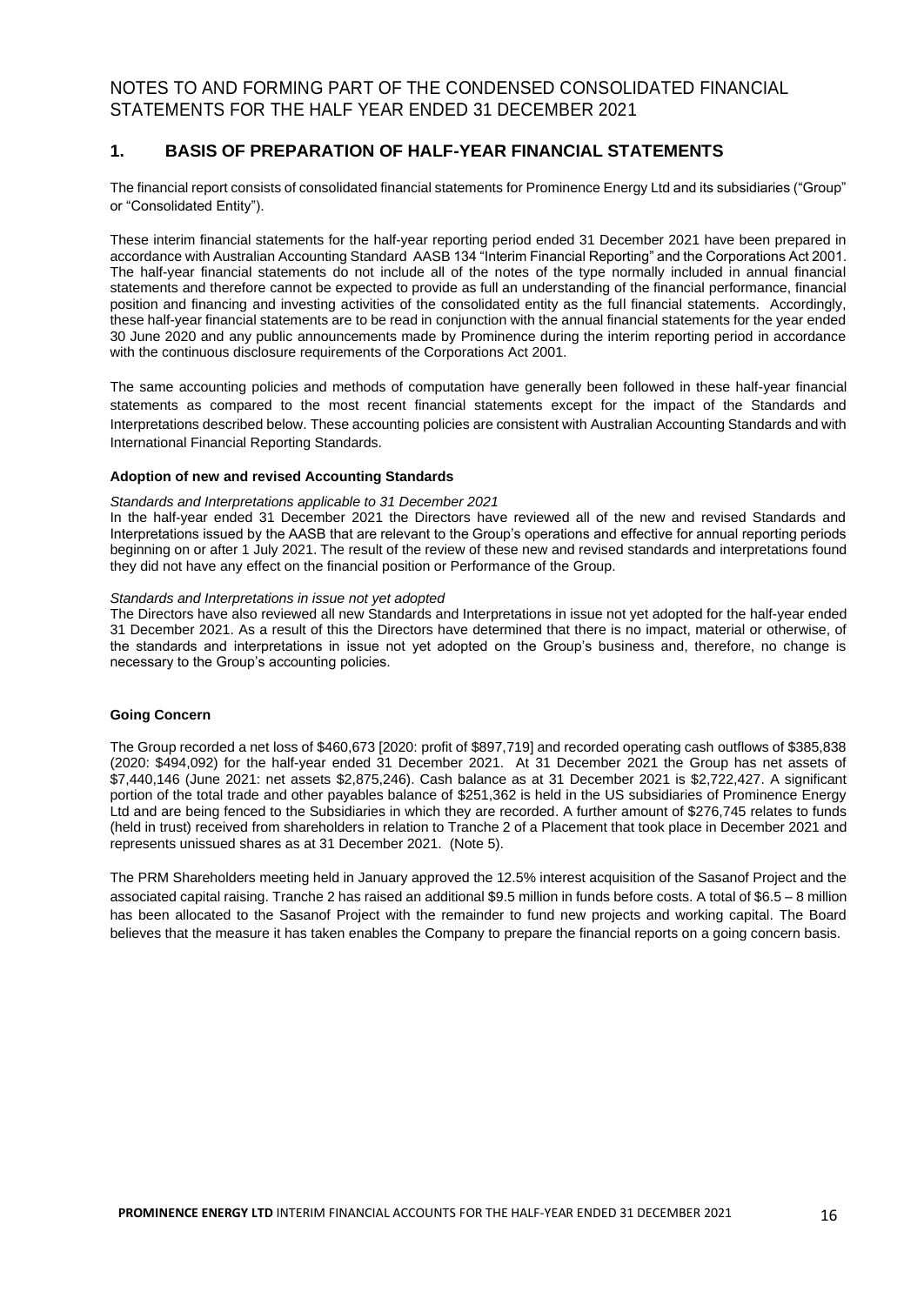NOTES TO AND FORMING PART OF THE CONDENSED CONSOLIDATED FINANCIAL STATEMENTS FOR THE HALF YEAR ENDED 31 DECEMBER 2021

## 1. BASIS OF PREPARATION OF HALF-YEAR FINANCIAL STATEMENTS

The financial report consists of consolidated financial statements for Prominence Energy Ltd and its subsidiaries ("Group" or "Consolidated Entity").

These interim financial statements for the half-year reporting period ended 31 December 2021 have been prepared in accordance with Australian Accounting Standard AASB 134 "Interim Financial Reporting" and the Corporations Act 2001. The half-year financial statements do not include all of the notes of the type normally included in annual financial statements and therefore cannot be expected to provide as full an understanding of the financial performance, financial position and financing and investing activities of the consolidated entity as the full financial statements. Accordingly, these half-year financial statements are to be read in conjunction with the annual financial statements for the year ended 30 June 2020 and any public announcements made by Prominence during the interim reporting period in accordance with the continuous disclosure requirements of the Corporations Act 2001.

The same accounting policies and methods of computation have generally been followed in these half-year financial statements as compared to the most recent financial statements except for the impact of the Standards and Interpretations described below. These accounting policies are consistent with Australian Accounting Standards and with International Financial Reporting Standards.

**Adoption of new and revised Accounting Standards**

*Standards and Interpretations applicable to 31 December 2021*

In the half-year ended 31 December 2021 the Directors have reviewed all of the new and revised Standards and Interpretations issued by the AASB that are relevant to the Group's operations and effective for annual reporting periods beginning on or after 1 July 2021. The result of the review of these new and revised standards and interpretations found they did not have any effect on the financial position or Performance of the Group.

*Standards and Interpretations in issue not yet adopted*

The Directors have also reviewed all new Standards and Interpretations in issue not yet adopted for the half-year ended 31 December 2021. As a result of this the Directors have determined that there is no impact, material or otherwise, of the standards and interpretations in issue not yet adopted on the Group's business and, therefore, no change is necessary to the Group's accounting policies.

**Going Concern**

The Group recorded a net loss of $460,673 [2020: profit of $897,719] and recorded operating cash outflows of $385,838 (2020: $494,092) for the half-year ended 31 December 2021. At 31 December 2021 the Group has net assets of $7,440,146 (June 2021: net assets $2,875,246). Cash balance as at 31 December 2021 is $2,722,427. A significant portion of the total trade and other payables balance of $251,362 is held in the US subsidiaries of Prominence Energy Ltd and are being fenced to the Subsidiaries in which they are recorded. A further amount of $276,745 relates to funds (held in trust) received from shareholders in relation to Tranche 2 of a Placement that took place in December 2021 and represents unissued shares as at 31 December 2021. (Note 5).

The PRM Shareholders meeting held in January approved the 12.5% interest acquisition of the Sasanof Project and the associated capital raising. Tranche 2 has raised an additional $9.5 million in funds before costs. A total of $6.5 – 8 million has been allocated to the Sasanof Project with the remainder to fund new projects and working capital. The Board believes that the measure it has taken enables the Company to prepare the financial reports on a going concern basis.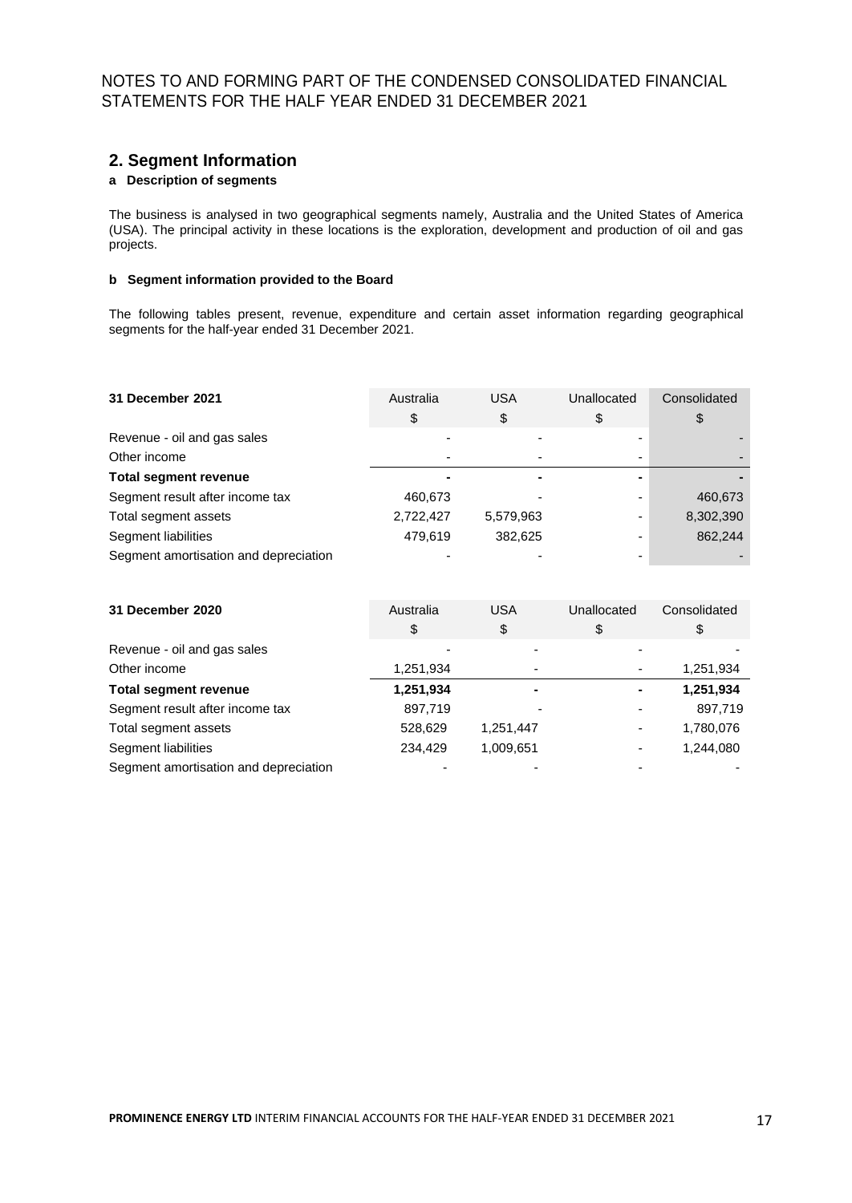# NOTES TO AND FORMING PART OF THE CONDENSED CONSOLIDATED FINANCIAL STATEMENTS FOR THE HALF YEAR ENDED 31 DECEMBER 2021

## 2. Segment Information

### a Description of segments

The business is analysed in two geographical segments namely, Australia and the United States of America (USA). The principal activity in these locations is the exploration, development and production of oil and gas projects.

### b Segment information provided to the Board

The following tables present, revenue, expenditure and certain asset information regarding geographical segments for the half-year ended 31 December 2021.

| 31 December 2021 | Australia | USA | Unallocated | Consolidated |
|---|---|---|---|---|
| | $ | $ | $ | $ |
| Revenue - oil and gas sales | - | - | - | - |
| Other income | - | - | - | - |
| **Total segment revenue** | **-** | **-** | **-** | **-** |
| Segment result after income tax | 460,673 | - | - | 460,673 |
| Total segment assets | 2,722,427 | 5,579,963 | - | 8,302,390 |
| Segment liabilities | 479,619 | 382,625 | - | 862,244 |
| Segment amortisation and depreciation | - | - | - | - |

| 31 December 2020 | Australia | USA | Unallocated | Consolidated |
|---|---|---|---|---|
| | $ | $ | $ | $ |
| Revenue - oil and gas sales | - | - | - | - |
| Other income | 1,251,934 | - | - | 1,251,934 |
| **Total segment revenue** | **1,251,934** | **-** | **-** | **1,251,934** |
| Segment result after income tax | 897,719 | - | - | 897,719 |
| Total segment assets | 528,629 | 1,251,447 | - | 1,780,076 |
| Segment liabilities | 234,429 | 1,009,651 | - | 1,244,080 |
| Segment amortisation and depreciation | - | - | - | - |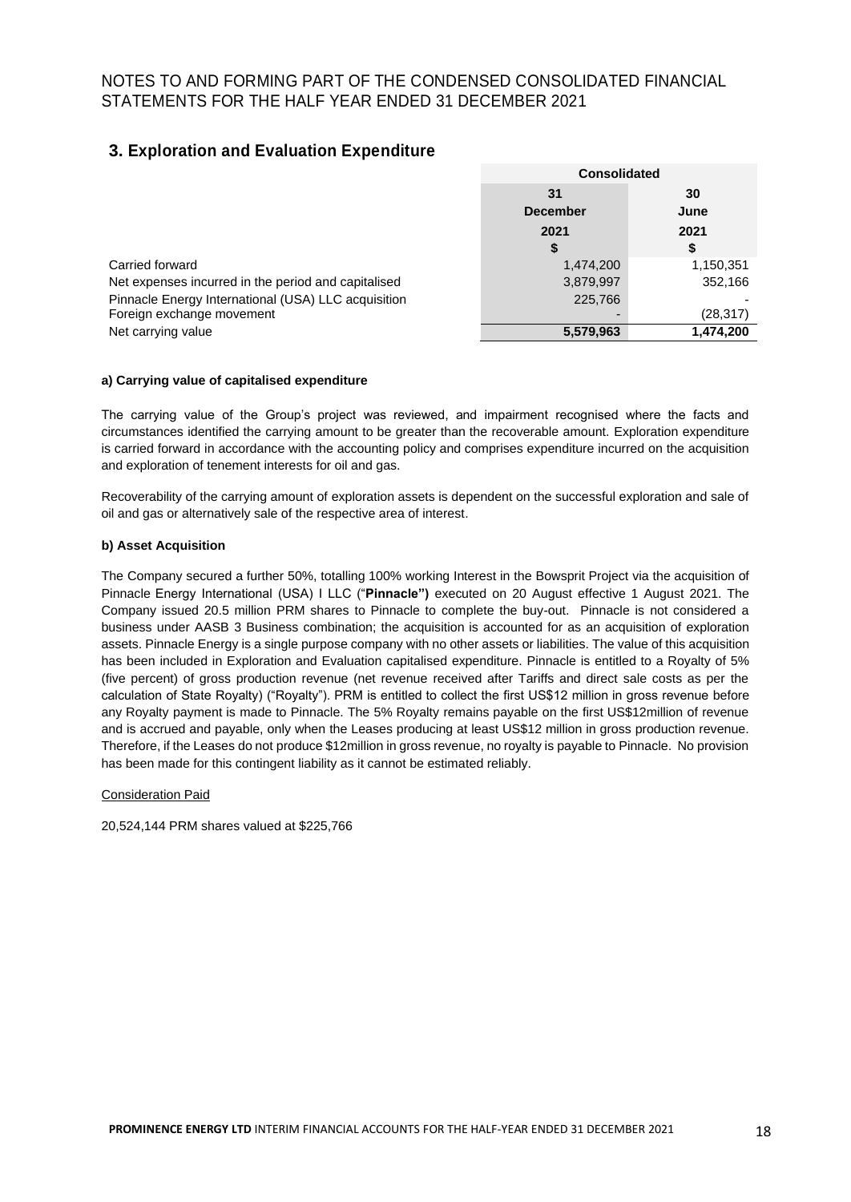# NOTES TO AND FORMING PART OF THE CONDENSED CONSOLIDATED FINANCIAL STATEMENTS FOR THE HALF YEAR ENDED 31 DECEMBER 2021

## 3. Exploration and Evaluation Expenditure

| | Consolidated | |
|---|---|---|
| | 31 December 2021 $ | 30 June 2021 $ |
| Carried forward | 1,474,200 | 1,150,351 |
| Net expenses incurred in the period and capitalised | 3,879,997 | 352,166 |
| Pinnacle Energy International (USA) LLC acquisition | 225,766 | - |
| Foreign exchange movement | - | (28,317) |
| Net carrying value | **5,579,963** | **1,474,200** |

**a) Carrying value of capitalised expenditure**

The carrying value of the Group's project was reviewed, and impairment recognised where the facts and circumstances identified the carrying amount to be greater than the recoverable amount. Exploration expenditure is carried forward in accordance with the accounting policy and comprises expenditure incurred on the acquisition and exploration of tenement interests for oil and gas.

Recoverability of the carrying amount of exploration assets is dependent on the successful exploration and sale of oil and gas or alternatively sale of the respective area of interest.

**b) Asset Acquisition**

The Company secured a further 50%, totalling 100% working Interest in the Bowsprit Project via the acquisition of Pinnacle Energy International (USA) I LLC ("**Pinnacle")** executed on 20 August effective 1 August 2021. The Company issued 20.5 million PRM shares to Pinnacle to complete the buy-out. Pinnacle is not considered a business under AASB 3 Business combination; the acquisition is accounted for as an acquisition of exploration assets. Pinnacle Energy is a single purpose company with no other assets or liabilities. The value of this acquisition has been included in Exploration and Evaluation capitalised expenditure. Pinnacle is entitled to a Royalty of 5% (five percent) of gross production revenue (net revenue received after Tariffs and direct sale costs as per the calculation of State Royalty) ("Royalty"). PRM is entitled to collect the first US$12 million in gross revenue before any Royalty payment is made to Pinnacle. The 5% Royalty remains payable on the first US$12million of revenue and is accrued and payable, only when the Leases producing at least US$12 million in gross production revenue. Therefore, if the Leases do not produce $12million in gross revenue, no royalty is payable to Pinnacle. No provision has been made for this contingent liability as it cannot be estimated reliably.

Consideration Paid

20,524,144 PRM shares valued at $225,766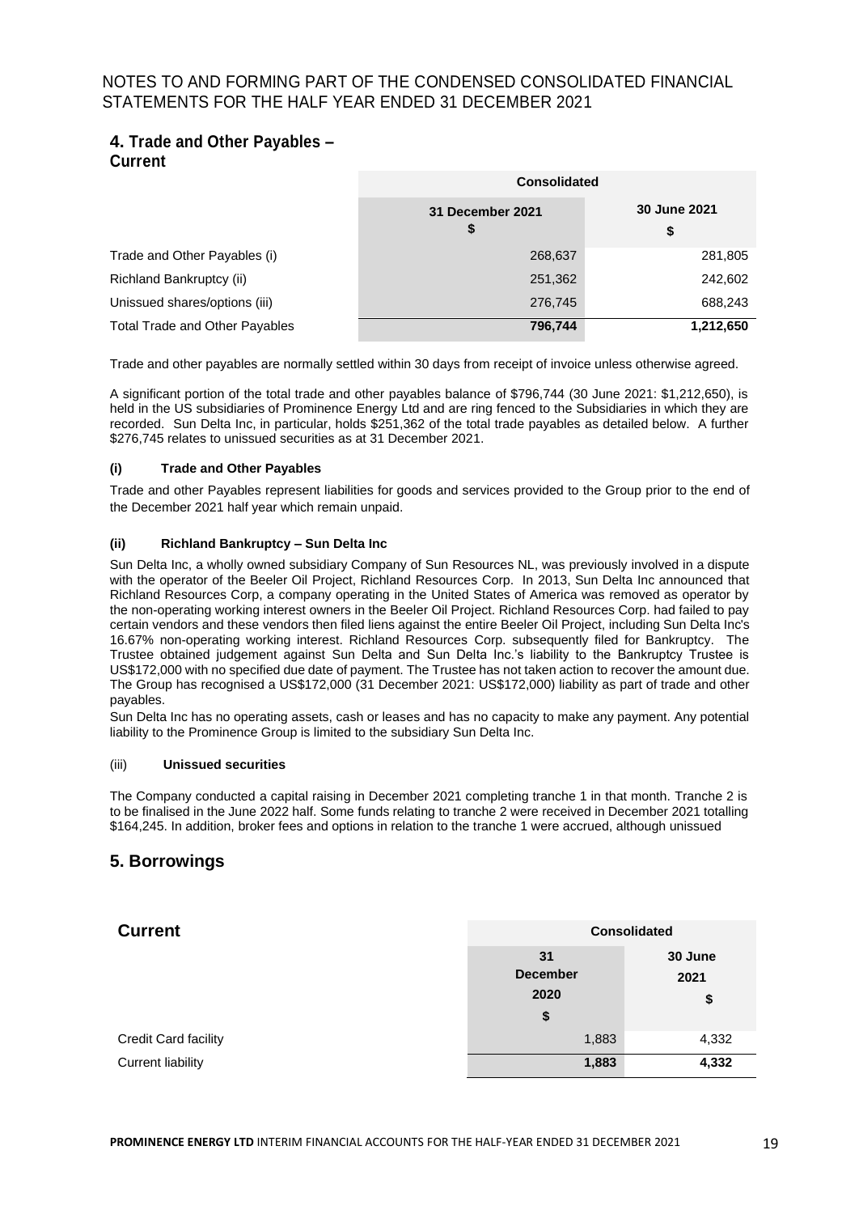NOTES TO AND FORMING PART OF THE CONDENSED CONSOLIDATED FINANCIAL STATEMENTS FOR THE HALF YEAR ENDED 31 DECEMBER 2021

## 4. Trade and Other Payables – Current

| | Consolidated | |
|---|---|---|
| | 31 December 2021 $ | 30 June 2021 $ |
| Trade and Other Payables (i) | 268,637 | 281,805 |
| Richland Bankruptcy (ii) | 251,362 | 242,602 |
| Unissued shares/options (iii) | 276,745 | 688,243 |
| **Total Trade and Other Payables** | **796,744** | **1,212,650** |

Trade and other payables are normally settled within 30 days from receipt of invoice unless otherwise agreed.

A significant portion of the total trade and other payables balance of $796,744 (30 June 2021: $1,212,650), is held in the US subsidiaries of Prominence Energy Ltd and are ring fenced to the Subsidiaries in which they are recorded. Sun Delta Inc, in particular, holds $251,362 of the total trade payables as detailed below. A further $276,745 relates to unissued securities as at 31 December 2021.

**(i) Trade and Other Payables**

Trade and other Payables represent liabilities for goods and services provided to the Group prior to the end of the December 2021 half year which remain unpaid.

**(ii) Richland Bankruptcy – Sun Delta Inc**

Sun Delta Inc, a wholly owned subsidiary Company of Sun Resources NL, was previously involved in a dispute with the operator of the Beeler Oil Project, Richland Resources Corp. In 2013, Sun Delta Inc announced that Richland Resources Corp, a company operating in the United States of America was removed as operator by the non-operating working interest owners in the Beeler Oil Project. Richland Resources Corp. had failed to pay certain vendors and these vendors then filed liens against the entire Beeler Oil Project, including Sun Delta Inc's 16.67% non-operating working interest. Richland Resources Corp. subsequently filed for Bankruptcy. The Trustee obtained judgement against Sun Delta and Sun Delta Inc.'s liability to the Bankruptcy Trustee is US$172,000 with no specified due date of payment. The Trustee has not taken action to recover the amount due. The Group has recognised a US$172,000 (31 December 2021: US$172,000) liability as part of trade and other payables.

Sun Delta Inc has no operating assets, cash or leases and has no capacity to make any payment. Any potential liability to the Prominence Group is limited to the subsidiary Sun Delta Inc.

(iii) **Unissued securities**

The Company conducted a capital raising in December 2021 completing tranche 1 in that month. Tranche 2 is to be finalised in the June 2022 half. Some funds relating to tranche 2 were received in December 2021 totalling $164,245. In addition, broker fees and options in relation to the tranche 1 were accrued, although unissued

## 5. Borrowings

| **Current** | Consolidated | |
|---|---|---|
| | 31 December 2020 $ | 30 June 2021 $ |
| Credit Card facility | 1,883 | 4,332 |
| Current liability | **1,883** | **4,332** |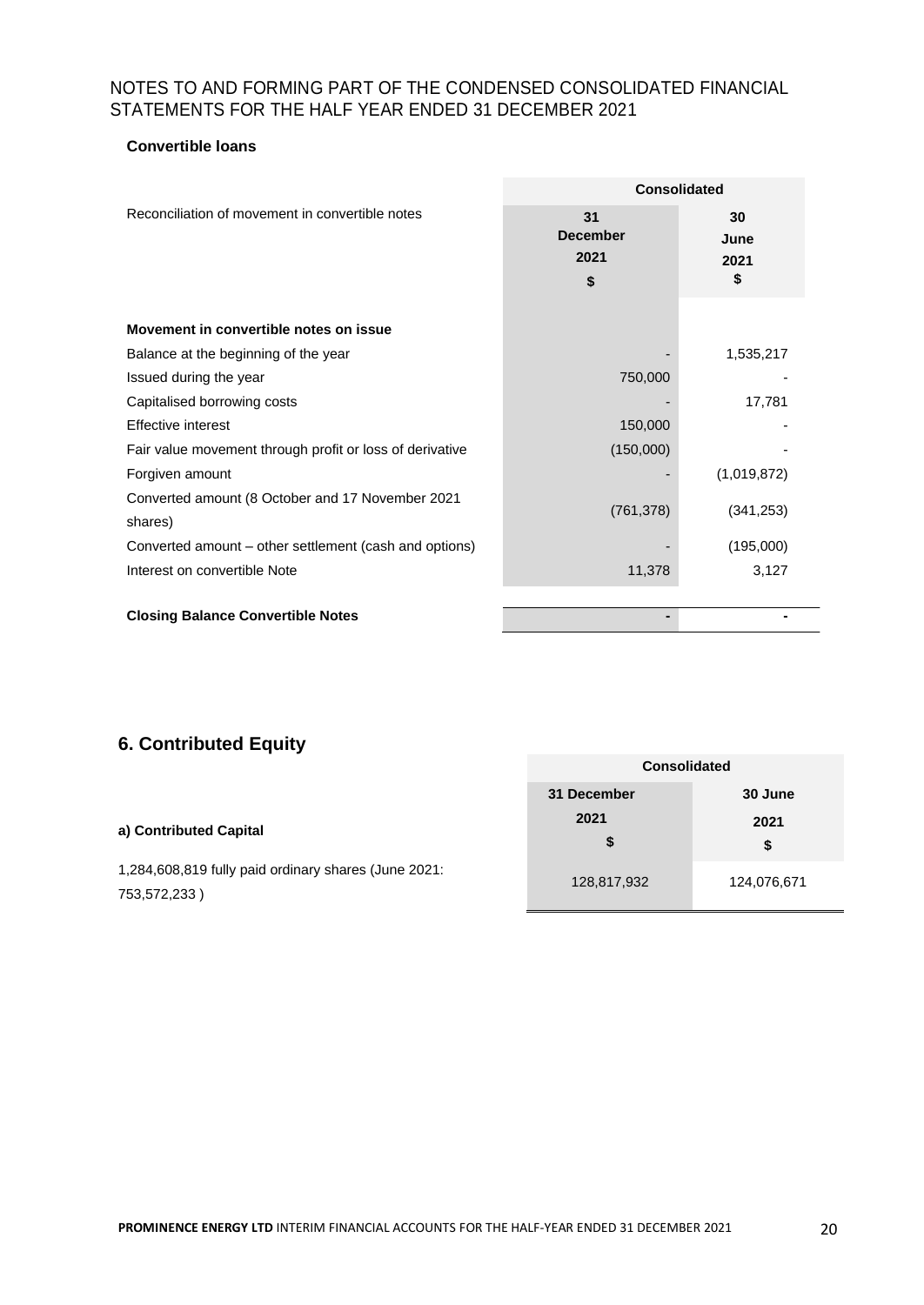## Convertible loans

| Reconciliation of movement in convertible notes | Consolidated | |
|---|---|---|
| | 31 December 2021 $ | 30 June 2021 $ |
| **Movement in convertible notes on issue** | | |
| Balance at the beginning of the year | - | 1,535,217 |
| Issued during the year | 750,000 | - |
| Capitalised borrowing costs | - | 17,781 |
| Effective interest | 150,000 | - |
| Fair value movement through profit or loss of derivative | (150,000) | - |
| Forgiven amount | - | (1,019,872) |
| Converted amount (8 October and 17 November 2021 shares) | (761,378) | (341,253) |
| Converted amount – other settlement (cash and options) | - | (195,000) |
| Interest on convertible Note | 11,378 | 3,127 |
| **Closing Balance Convertible Notes** | **-** | **-** |

## 6. Contributed Equity

| | Consolidated | |
|---|---|---|
| **a) Contributed Capital** | **31 December 2021 $** | **30 June 2021 $** |
| 1,284,608,819 fully paid ordinary shares (June 2021: 753,572,233 ) | 128,817,932 | 124,076,671 |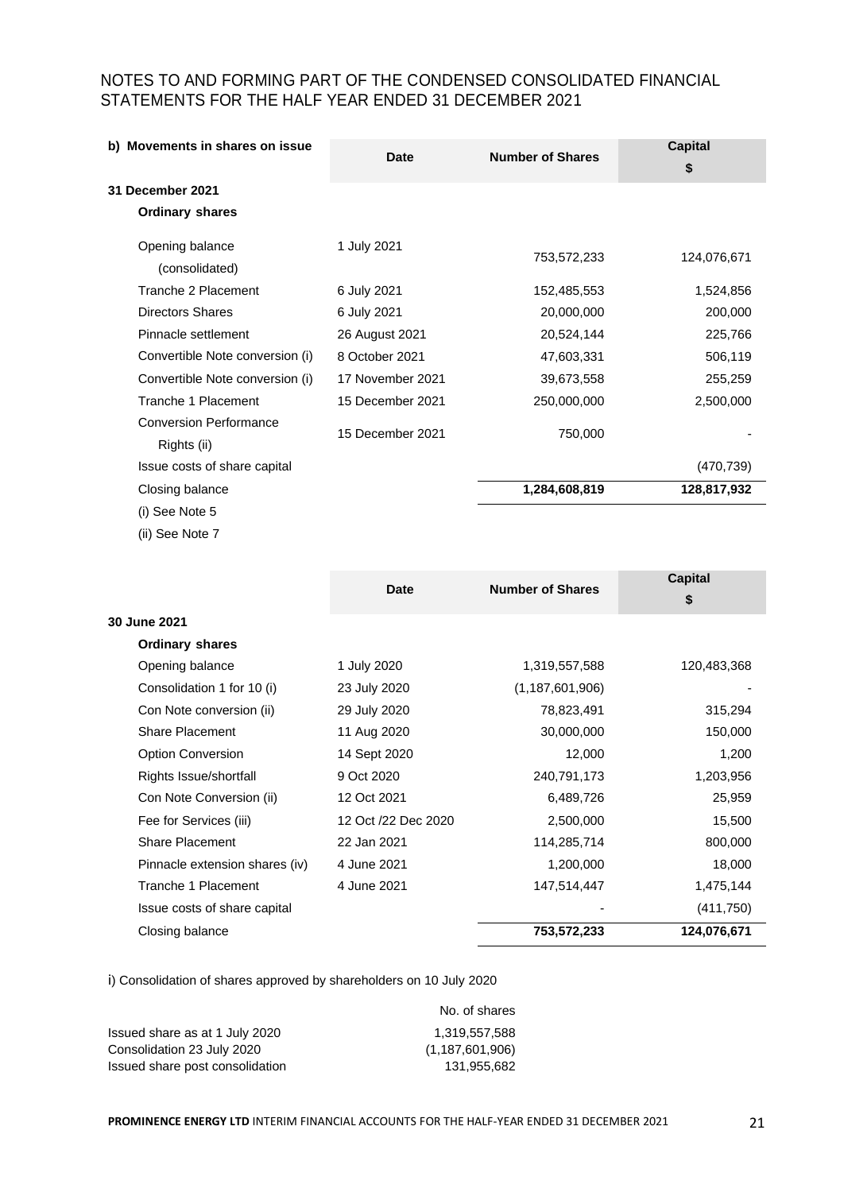## NOTES TO AND FORMING PART OF THE CONDENSED CONSOLIDATED FINANCIAL STATEMENTS FOR THE HALF YEAR ENDED 31 DECEMBER 2021

| b) Movements in shares on issue | Date | Number of Shares | Capital $ |
|---|---|---|---|
| **31 December 2021** | | | |
| **Ordinary shares** | | | |
| Opening balance (consolidated) | 1 July 2021 | 753,572,233 | 124,076,671 |
| Tranche 2 Placement | 6 July 2021 | 152,485,553 | 1,524,856 |
| Directors Shares | 6 July 2021 | 20,000,000 | 200,000 |
| Pinnacle settlement | 26 August 2021 | 20,524,144 | 225,766 |
| Convertible Note conversion (i) | 8 October 2021 | 47,603,331 | 506,119 |
| Convertible Note conversion (i) | 17 November 2021 | 39,673,558 | 255,259 |
| Tranche 1 Placement | 15 December 2021 | 250,000,000 | 2,500,000 |
| Conversion Performance Rights (ii) | 15 December 2021 | 750,000 | - |
| Issue costs of share capital | | | (470,739) |
| Closing balance | | **1,284,608,819** | **128,817,932** |

(i) See Note 5

(ii) See Note 7

| | Date | Number of Shares | Capital $ |
|---|---|---|---|
| **30 June 2021** | | | |
| **Ordinary shares** | | | |
| Opening balance | 1 July 2020 | 1,319,557,588 | 120,483,368 |
| Consolidation 1 for 10 (i) | 23 July 2020 | (1,187,601,906) | - |
| Con Note conversion (ii) | 29 July 2020 | 78,823,491 | 315,294 |
| Share Placement | 11 Aug 2020 | 30,000,000 | 150,000 |
| Option Conversion | 14 Sept 2020 | 12,000 | 1,200 |
| Rights Issue/shortfall | 9 Oct 2020 | 240,791,173 | 1,203,956 |
| Con Note Conversion (ii) | 12 Oct 2021 | 6,489,726 | 25,959 |
| Fee for Services (iii) | 12 Oct /22 Dec 2020 | 2,500,000 | 15,500 |
| Share Placement | 22 Jan 2021 | 114,285,714 | 800,000 |
| Pinnacle extension shares (iv) | 4 June 2021 | 1,200,000 | 18,000 |
| Tranche 1 Placement | 4 June 2021 | 147,514,447 | 1,475,144 |
| Issue costs of share capital | | - | (411,750) |
| Closing balance | | **753,572,233** | **124,076,671** |

i) Consolidation of shares approved by shareholders on 10 July 2020

| | No. of shares |
|---|---|
| Issued share as at 1 July 2020 | 1,319,557,588 |
| Consolidation 23 July 2020 | (1,187,601,906) |
| Issued share post consolidation | 131,955,682 |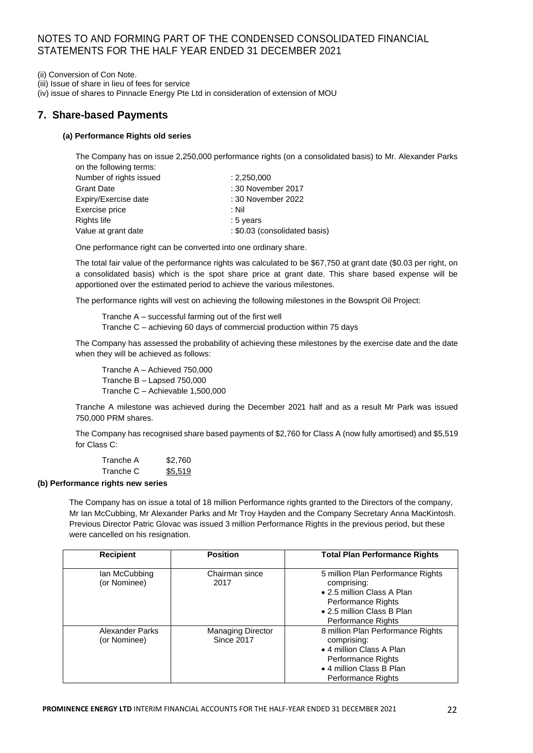(ii) Conversion of Con Note.
(iii) Issue of share in lieu of fees for service
(iv) issue of shares to Pinnacle Energy Pte Ltd in consideration of extension of MOU

## 7. Share-based Payments

### (a) Performance Rights old series

The Company has on issue 2,250,000 performance rights (on a consolidated basis) to Mr. Alexander Parks on the following terms:

| | |
|---|---|
| Number of rights issued | : 2,250,000 |
| Grant Date | : 30 November 2017 |
| Expiry/Exercise date | : 30 November 2022 |
| Exercise price | : Nil |
| Rights life | : 5 years |
| Value at grant date | : $0.03 (consolidated basis) |

One performance right can be converted into one ordinary share.

The total fair value of the performance rights was calculated to be $67,750 at grant date ($0.03 per right, on a consolidated basis) which is the spot share price at grant date. This share based expense will be apportioned over the estimated period to achieve the various milestones.

The performance rights will vest on achieving the following milestones in the Bowsprit Oil Project:

Tranche A – successful farming out of the first well
Tranche C – achieving 60 days of commercial production within 75 days

The Company has assessed the probability of achieving these milestones by the exercise date and the date when they will be achieved as follows:

Tranche A – Achieved 750,000
Tranche B – Lapsed 750,000
Tranche C – Achievable 1,500,000

Tranche A milestone was achieved during the December 2021 half and as a result Mr Park was issued 750,000 PRM shares.

The Company has recognised share based payments of $2,760 for Class A (now fully amortised) and $5,519 for Class C:

| | |
|---|---|
| Tranche A | $2,760 |
| Tranche C | $5,519 |

### (b) Performance rights new series

The Company has on issue a total of 18 million Performance rights granted to the Directors of the company, Mr Ian McCubbing, Mr Alexander Parks and Mr Troy Hayden and the Company Secretary Anna MacKintosh. Previous Director Patric Glovac was issued 3 million Performance Rights in the previous period, but these were cancelled on his resignation.

| Recipient | Position | Total Plan Performance Rights |
|---|---|---|
| Ian McCubbing (or Nominee) | Chairman since 2017 | 5 million Plan Performance Rights comprising:<br>• 2.5 million Class A Plan Performance Rights<br>• 2.5 million Class B Plan Performance Rights |
| Alexander Parks (or Nominee) | Managing Director Since 2017 | 8 million Plan Performance Rights comprising:<br>• 4 million Class A Plan Performance Rights<br>• 4 million Class B Plan Performance Rights |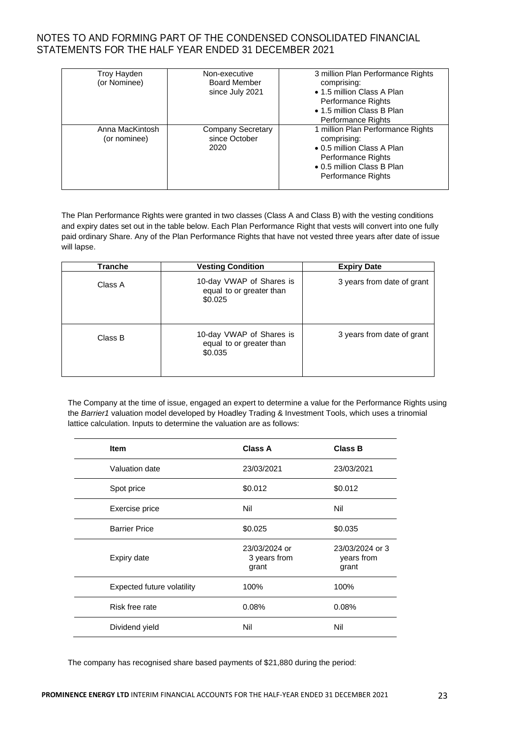| Troy Hayden (or Nominee) | Non-executive Board Member since July 2021 | 3 million Plan Performance Rights comprising:<br>• 1.5 million Class A Plan Performance Rights<br>• 1.5 million Class B Plan Performance Rights |
|---|---|---|
| Anna MacKintosh (or nominee) | Company Secretary since October 2020 | 1 million Plan Performance Rights comprising:<br>• 0.5 million Class A Plan Performance Rights<br>• 0.5 million Class B Plan Performance Rights |

The Plan Performance Rights were granted in two classes (Class A and Class B) with the vesting conditions and expiry dates set out in the table below. Each Plan Performance Right that vests will convert into one fully paid ordinary Share. Any of the Plan Performance Rights that have not vested three years after date of issue will lapse.

| Tranche | Vesting Condition | Expiry Date |
|---|---|---|
| Class A | 10-day VWAP of Shares is equal to or greater than $0.025 | 3 years from date of grant |
| Class B | 10-day VWAP of Shares is equal to or greater than $0.035 | 3 years from date of grant |

The Company at the time of issue, engaged an expert to determine a value for the Performance Rights using the *Barrier1* valuation model developed by Hoadley Trading & Investment Tools, which uses a trinomial lattice calculation. Inputs to determine the valuation are as follows:

| Item | Class A | Class B |
|---|---|---|
| Valuation date | 23/03/2021 | 23/03/2021 |
| Spot price | $0.012 | $0.012 |
| Exercise price | Nil | Nil |
| Barrier Price | $0.025 | $0.035 |
| Expiry date | 23/03/2024 or 3 years from grant | 23/03/2024 or 3 years from grant |
| Expected future volatility | 100% | 100% |
| Risk free rate | 0.08% | 0.08% |
| Dividend yield | Nil | Nil |

The company has recognised share based payments of $21,880 during the period: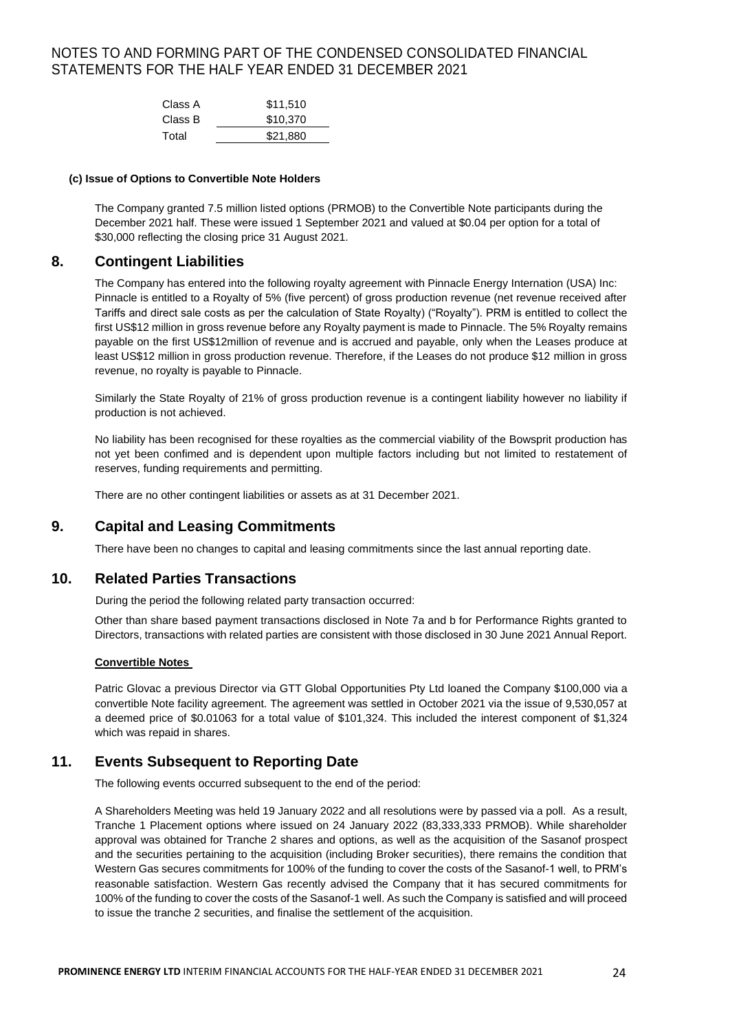| | |
|---|---|
| Class A | $11,510 |
| Class B | $10,370 |
| Total | $21,880 |

**(c) Issue of Options to Convertible Note Holders**

The Company granted 7.5 million listed options (PRMOB) to the Convertible Note participants during the December 2021 half. These were issued 1 September 2021 and valued at $0.04 per option for a total of $30,000 reflecting the closing price 31 August 2021.

## 8. Contingent Liabilities

The Company has entered into the following royalty agreement with Pinnacle Energy Internation (USA) Inc: Pinnacle is entitled to a Royalty of 5% (five percent) of gross production revenue (net revenue received after Tariffs and direct sale costs as per the calculation of State Royalty) ("Royalty"). PRM is entitled to collect the first US$12 million in gross revenue before any Royalty payment is made to Pinnacle. The 5% Royalty remains payable on the first US$12million of revenue and is accrued and payable, only when the Leases produce at least US$12 million in gross production revenue. Therefore, if the Leases do not produce $12 million in gross revenue, no royalty is payable to Pinnacle.

Similarly the State Royalty of 21% of gross production revenue is a contingent liability however no liability if production is not achieved.

No liability has been recognised for these royalties as the commercial viability of the Bowsprit production has not yet been confimed and is dependent upon multiple factors including but not limited to restatement of reserves, funding requirements and permitting.

There are no other contingent liabilities or assets as at 31 December 2021.

## 9. Capital and Leasing Commitments

There have been no changes to capital and leasing commitments since the last annual reporting date.

## 10. Related Parties Transactions

During the period the following related party transaction occurred:

Other than share based payment transactions disclosed in Note 7a and b for Performance Rights granted to Directors, transactions with related parties are consistent with those disclosed in 30 June 2021 Annual Report.

**Convertible Notes**

Patric Glovac a previous Director via GTT Global Opportunities Pty Ltd loaned the Company $100,000 via a convertible Note facility agreement. The agreement was settled in October 2021 via the issue of 9,530,057 at a deemed price of $0.01063 for a total value of $101,324. This included the interest component of $1,324 which was repaid in shares.

## 11. Events Subsequent to Reporting Date

The following events occurred subsequent to the end of the period:

A Shareholders Meeting was held 19 January 2022 and all resolutions were by passed via a poll. As a result, Tranche 1 Placement options where issued on 24 January 2022 (83,333,333 PRMOB). While shareholder approval was obtained for Tranche 2 shares and options, as well as the acquisition of the Sasanof prospect and the securities pertaining to the acquisition (including Broker securities), there remains the condition that Western Gas secures commitments for 100% of the funding to cover the costs of the Sasanof-1 well, to PRM's reasonable satisfaction. Western Gas recently advised the Company that it has secured commitments for 100% of the funding to cover the costs of the Sasanof-1 well. As such the Company is satisfied and will proceed to issue the tranche 2 securities, and finalise the settlement of the acquisition.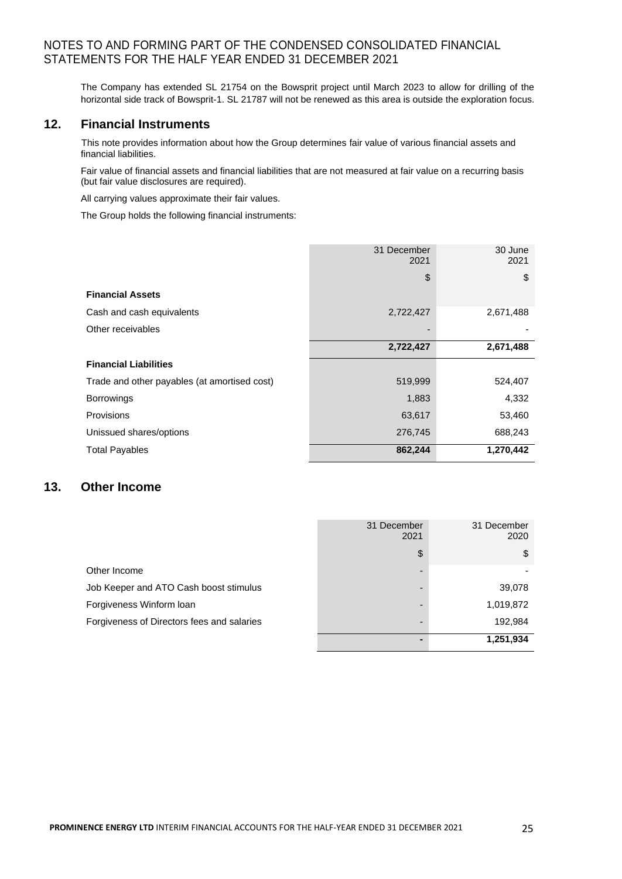The Company has extended SL 21754 on the Bowsprit project until March 2023 to allow for drilling of the horizontal side track of Bowsprit-1. SL 21787 will not be renewed as this area is outside the exploration focus.

## 12. Financial Instruments

This note provides information about how the Group determines fair value of various financial assets and financial liabilities.

Fair value of financial assets and financial liabilities that are not measured at fair value on a recurring basis (but fair value disclosures are required).

All carrying values approximate their fair values.

The Group holds the following financial instruments:

| | 31 December 2021 | 30 June 2021 |
|---|---|---|
| | $ | $ |
| **Financial Assets** | | |
| Cash and cash equivalents | 2,722,427 | 2,671,488 |
| Other receivables | - | - |
| | **2,722,427** | **2,671,488** |
| **Financial Liabilities** | | |
| Trade and other payables (at amortised cost) | 519,999 | 524,407 |
| Borrowings | 1,883 | 4,332 |
| Provisions | 63,617 | 53,460 |
| Unissued shares/options | 276,745 | 688,243 |
| Total Payables | **862,244** | **1,270,442** |

## 13. Other Income

| | 31 December 2021 | 31 December 2020 |
|---|---|---|
| | $ | $ |
| Other Income | - | - |
| Job Keeper and ATO Cash boost stimulus | - | 39,078 |
| Forgiveness Winform loan | - | 1,019,872 |
| Forgiveness of Directors fees and salaries | - | 192,984 |
| | **-** | **1,251,934** |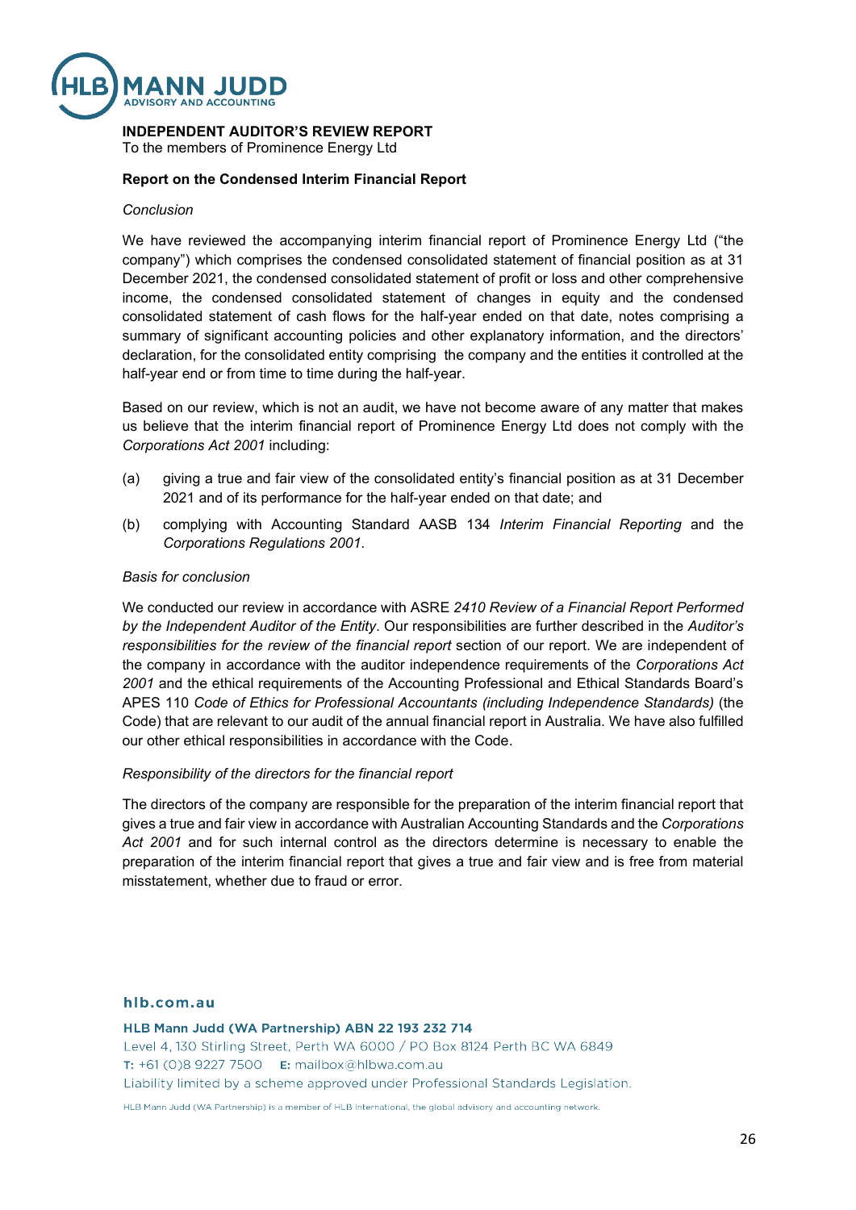# INDEPENDENT AUDITOR'S REVIEW REPORT

To the members of Prominence Energy Ltd

## Report on the Condensed Interim Financial Report

### *Conclusion*

We have reviewed the accompanying interim financial report of Prominence Energy Ltd ("the company") which comprises the condensed consolidated statement of financial position as at 31 December 2021, the condensed consolidated statement of profit or loss and other comprehensive income, the condensed consolidated statement of changes in equity and the condensed consolidated statement of cash flows for the half-year ended on that date, notes comprising a summary of significant accounting policies and other explanatory information, and the directors' declaration, for the consolidated entity comprising the company and the entities it controlled at the half-year end or from time to time during the half-year.

Based on our review, which is not an audit, we have not become aware of any matter that makes us believe that the interim financial report of Prominence Energy Ltd does not comply with the *Corporations Act 2001* including:

(a) giving a true and fair view of the consolidated entity's financial position as at 31 December 2021 and of its performance for the half-year ended on that date; and

(b) complying with Accounting Standard AASB 134 *Interim Financial Reporting* and the *Corporations Regulations 2001*.

### *Basis for conclusion*

We conducted our review in accordance with ASRE *2410 Review of a Financial Report Performed by the Independent Auditor of the Entity*. Our responsibilities are further described in the *Auditor's responsibilities for the review of the financial report* section of our report. We are independent of the company in accordance with the auditor independence requirements of the *Corporations Act 2001* and the ethical requirements of the Accounting Professional and Ethical Standards Board's APES 110 *Code of Ethics for Professional Accountants (including Independence Standards)* (the Code) that are relevant to our audit of the annual financial report in Australia. We have also fulfilled our other ethical responsibilities in accordance with the Code.

### *Responsibility of the directors for the financial report*

The directors of the company are responsible for the preparation of the interim financial report that gives a true and fair view in accordance with Australian Accounting Standards and the *Corporations Act 2001* and for such internal control as the directors determine is necessary to enable the preparation of the interim financial report that gives a true and fair view and is free from material misstatement, whether due to fraud or error.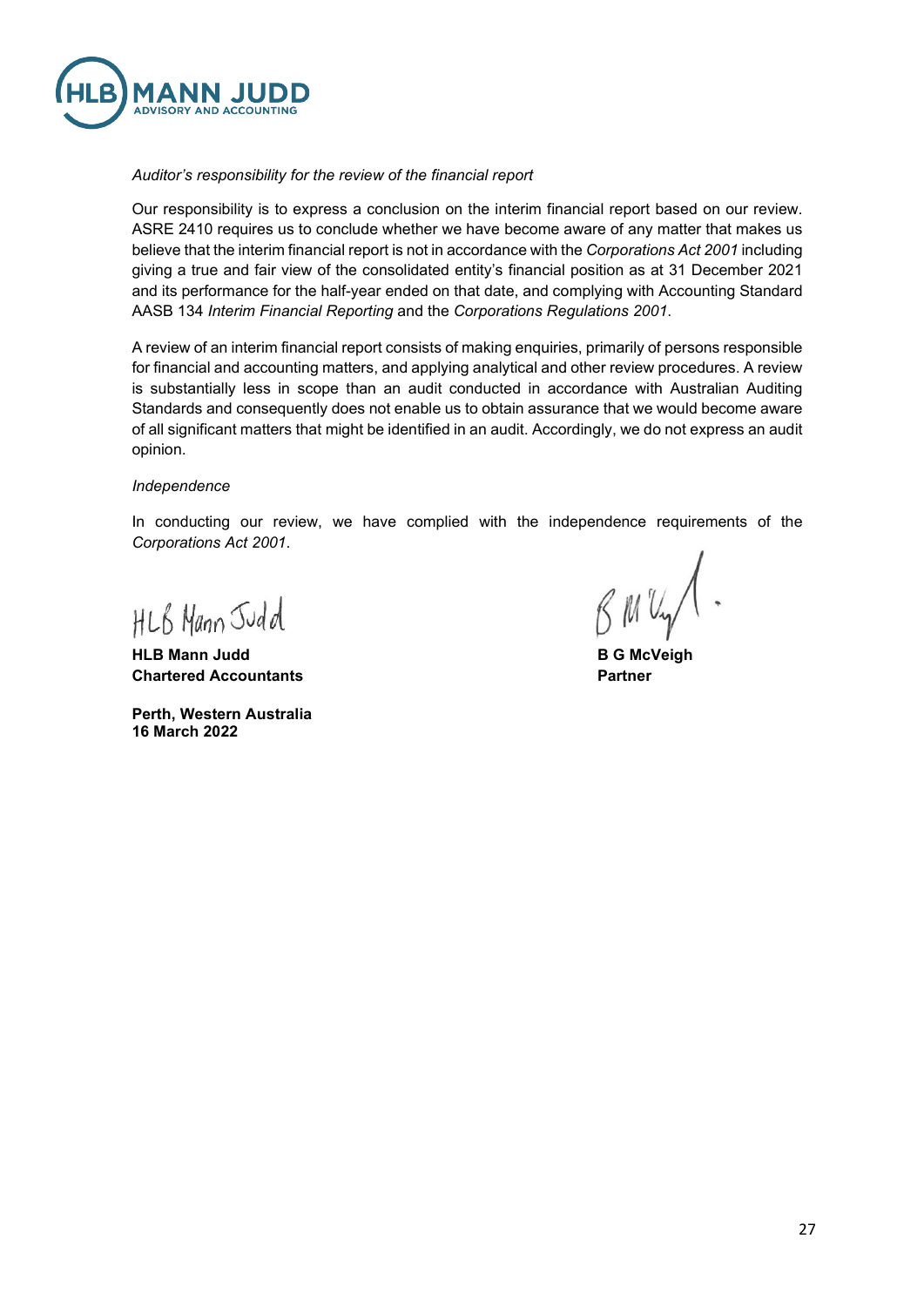*Auditor's responsibility for the review of the financial report*

Our responsibility is to express a conclusion on the interim financial report based on our review. ASRE 2410 requires us to conclude whether we have become aware of any matter that makes us believe that the interim financial report is not in accordance with the *Corporations Act 2001* including giving a true and fair view of the consolidated entity's financial position as at 31 December 2021 and its performance for the half-year ended on that date, and complying with Accounting Standard AASB 134 *Interim Financial Reporting* and the *Corporations Regulations 2001*.

A review of an interim financial report consists of making enquiries, primarily of persons responsible for financial and accounting matters, and applying analytical and other review procedures. A review is substantially less in scope than an audit conducted in accordance with Australian Auditing Standards and consequently does not enable us to obtain assurance that we would become aware of all significant matters that might be identified in an audit. Accordingly, we do not express an audit opinion.

*Independence*

In conducting our review, we have complied with the independence requirements of the *Corporations Act 2001*.

**HLB Mann Judd**
**Chartered Accountants**

**Perth, Western Australia**
**16 March 2022**

**B G McVeigh**
**Partner**